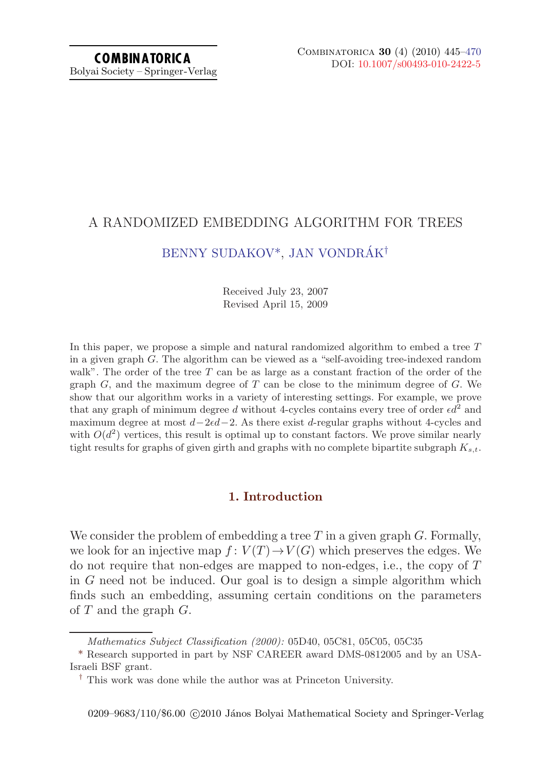# A RANDOMIZED EMBEDDING ALGORITHM FOR TREES

BENNY SUDAKOV*, JAN VONDRÁK†

Received July 23, 2007
Revised April 15, 2009

In this paper, we propose a simple and natural randomized algorithm to embed a tree $T$ in a given graph $G$. The algorithm can be viewed as a "self-avoiding tree-indexed random walk". The order of the tree $T$ can be as large as a constant fraction of the order of the graph $G$, and the maximum degree of $T$ can be close to the minimum degree of $G$. We show that our algorithm works in a variety of interesting settings. For example, we prove that any graph of minimum degree $d$ without 4-cycles contains every tree of order $\epsilon d^2$ and maximum degree at most $d-2\epsilon d-2$. As there exist $d$-regular graphs without 4-cycles and with $O(d^2)$ vertices, this result is optimal up to constant factors. We prove similar nearly tight results for graphs of given girth and graphs with no complete bipartite subgraph $K_{s,t}$.

## 1. Introduction

We consider the problem of embedding a tree $T$ in a given graph $G$. Formally, we look for an injective map $f: V(T) \to V(G)$ which preserves the edges. We do not require that non-edges are mapped to non-edges, i.e., the copy of $T$ in $G$ need not be induced. Our goal is to design a simple algorithm which finds such an embedding, assuming certain conditions on the parameters of $T$ and the graph $G$.

*Mathematics Subject Classification (2000):* 05D40, 05C81, 05C05, 05C35

\* Research supported in part by NSF CAREER award DMS-0812005 and by an USA-Israeli BSF grant.

† This work was done while the author was at Princeton University.

0209–9683/110/$6.00 ©2010 János Bolyai Mathematical Society and Springer-Verlag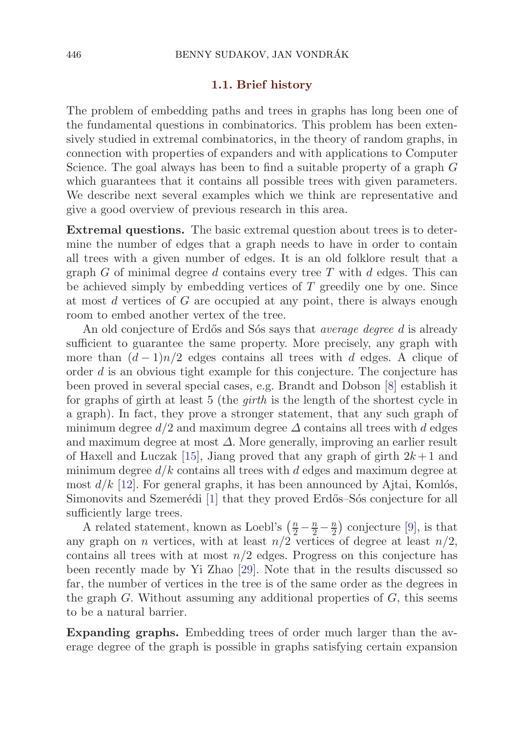### 1.1. Brief history

The problem of embedding paths and trees in graphs has long been one of the fundamental questions in combinatorics. This problem has been extensively studied in extremal combinatorics, in the theory of random graphs, in connection with properties of expanders and with applications to Computer Science. The goal always has been to find a suitable property of a graph $G$ which guarantees that it contains all possible trees with given parameters. We describe next several examples which we think are representative and give a good overview of previous research in this area.

**Extremal questions.** The basic extremal question about trees is to determine the number of edges that a graph needs to have in order to contain all trees with a given number of edges. It is an old folklore result that a graph $G$ of minimal degree $d$ contains every tree $T$ with $d$ edges. This can be achieved simply by embedding vertices of $T$ greedily one by one. Since at most $d$ vertices of $G$ are occupied at any point, there is always enough room to embed another vertex of the tree.

An old conjecture of Erdős and Sós says that *average degree* $d$ is already sufficient to guarantee the same property. More precisely, any graph with more than $(d-1)n/2$ edges contains all trees with $d$ edges. A clique of order $d$ is an obvious tight example for this conjecture. The conjecture has been proved in several special cases, e.g. Brandt and Dobson [8] establish it for graphs of girth at least 5 (the *girth* is the length of the shortest cycle in a graph). In fact, they prove a stronger statement, that any such graph of minimum degree $d/2$ and maximum degree $\Delta$ contains all trees with $d$ edges and maximum degree at most $\Delta$. More generally, improving an earlier result of Haxell and Łuczak [15], Jiang proved that any graph of girth $2k+1$ and minimum degree $d/k$ contains all trees with $d$ edges and maximum degree at most $d/k$ [12]. For general graphs, it has been announced by Ajtai, Komlós, Simonovits and Szemerédi [1] that they proved Erdős–Sós conjecture for all sufficiently large trees.

A related statement, known as Loebl's $\left(\frac{n}{2}-\frac{n}{2}-\frac{n}{2}\right)$ conjecture [9], is that any graph on $n$ vertices, with at least $n/2$ vertices of degree at least $n/2$, contains all trees with at most $n/2$ edges. Progress on this conjecture has been recently made by Yi Zhao [29]. Note that in the results discussed so far, the number of vertices in the tree is of the same order as the degrees in the graph $G$. Without assuming any additional properties of $G$, this seems to be a natural barrier.

**Expanding graphs.** Embedding trees of order much larger than the average degree of the graph is possible in graphs satisfying certain expansion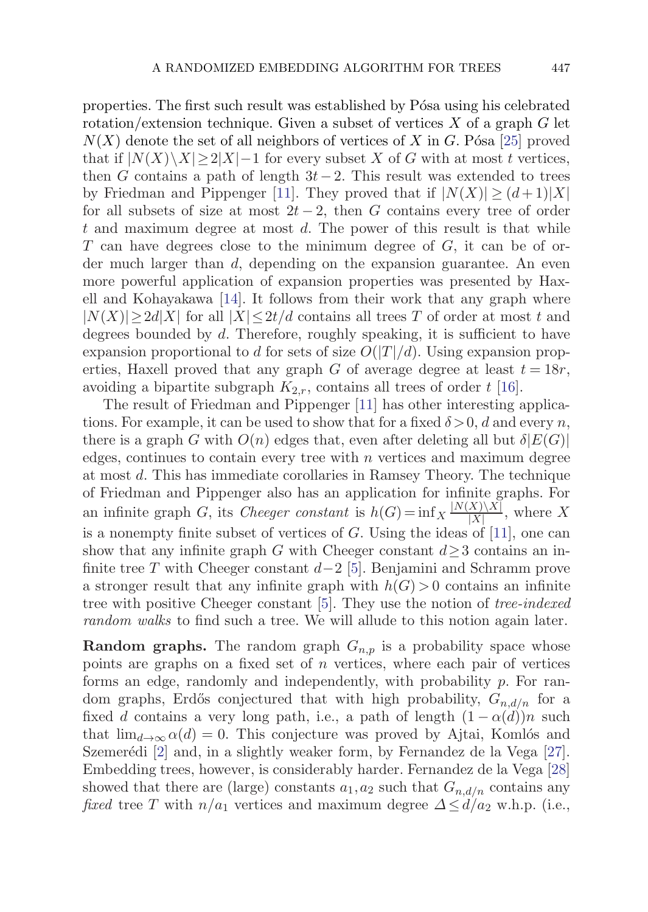properties. The first such result was established by Pósa using his celebrated rotation/extension technique. Given a subset of vertices $X$ of a graph $G$ let $N(X)$ denote the set of all neighbors of vertices of $X$ in $G$. Pósa [25] proved that if $|N(X)\setminus X| \geq 2|X|-1$ for every subset $X$ of $G$ with at most $t$ vertices, then $G$ contains a path of length $3t-2$. This result was extended to trees by Friedman and Pippenger [11]. They proved that if $|N(X)| \geq (d+1)|X|$ for all subsets of size at most $2t-2$, then $G$ contains every tree of order $t$ and maximum degree at most $d$. The power of this result is that while $T$ can have degrees close to the minimum degree of $G$, it can be of order much larger than $d$, depending on the expansion guarantee. An even more powerful application of expansion properties was presented by Haxell and Kohayakawa [14]. It follows from their work that any graph where $|N(X)| \geq 2d|X|$ for all $|X| \leq 2t/d$ contains all trees $T$ of order at most $t$ and degrees bounded by $d$. Therefore, roughly speaking, it is sufficient to have expansion proportional to $d$ for sets of size $O(|T|/d)$. Using expansion properties, Haxell proved that any graph $G$ of average degree at least $t = 18r$, avoiding a bipartite subgraph $K_{2,r}$, contains all trees of order $t$ [16].

The result of Friedman and Pippenger [11] has other interesting applications. For example, it can be used to show that for a fixed $\delta > 0$, $d$ and every $n$, there is a graph $G$ with $O(n)$ edges that, even after deleting all but $\delta|E(G)|$ edges, continues to contain every tree with $n$ vertices and maximum degree at most $d$. This has immediate corollaries in Ramsey Theory. The technique of Friedman and Pippenger also has an application for infinite graphs. For an infinite graph $G$, its *Cheeger constant* is $h(G) = \inf_X \frac{|N(X)\setminus X|}{|X|}$, where $X$ is a nonempty finite subset of vertices of $G$. Using the ideas of [11], one can show that any infinite graph $G$ with Cheeger constant $d \geq 3$ contains an infinite tree $T$ with Cheeger constant $d-2$ [5]. Benjamini and Schramm prove a stronger result that any infinite graph with $h(G) > 0$ contains an infinite tree with positive Cheeger constant [5]. They use the notion of *tree-indexed random walks* to find such a tree. We will allude to this notion again later.

**Random graphs.** The random graph $G_{n,p}$ is a probability space whose points are graphs on a fixed set of $n$ vertices, where each pair of vertices forms an edge, randomly and independently, with probability $p$. For random graphs, Erdős conjectured that with high probability, $G_{n,d/n}$ for a fixed $d$ contains a very long path, i.e., a path of length $(1-\alpha(d))n$ such that $\lim_{d\to\infty} \alpha(d) = 0$. This conjecture was proved by Ajtai, Komlós and Szemerédi [2] and, in a slightly weaker form, by Fernandez de la Vega [27]. Embedding trees, however, is considerably harder. Fernandez de la Vega [28] showed that there are (large) constants $a_1, a_2$ such that $G_{n,d/n}$ contains any *fixed* tree $T$ with $n/a_1$ vertices and maximum degree $\Delta \leq d/a_2$ w.h.p. (i.e.,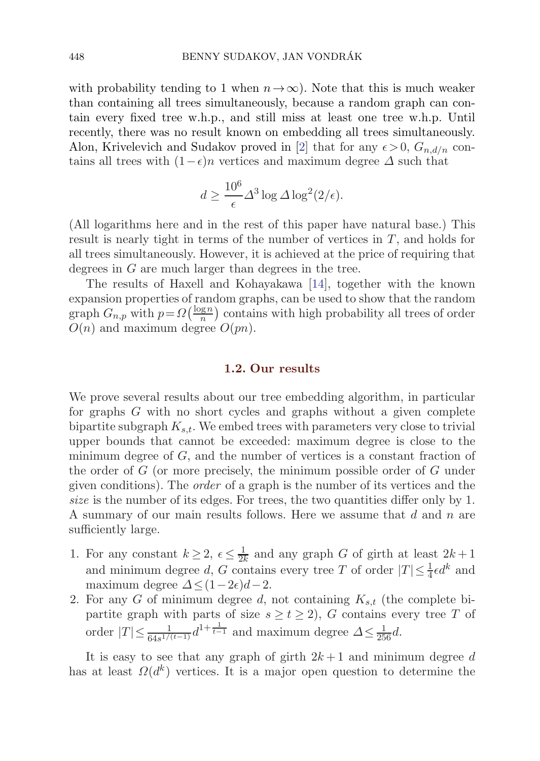with probability tending to 1 when $n \to \infty$). Note that this is much weaker than containing all trees simultaneously, because a random graph can contain every fixed tree w.h.p., and still miss at least one tree w.h.p. Until recently, there was no result known on embedding all trees simultaneously. Alon, Krivelevich and Sudakov proved in [2] that for any $\epsilon > 0$, $G_{n,d/n}$ contains all trees with $(1-\epsilon)n$ vertices and maximum degree $\Delta$ such that

$$d \geq \frac{10^6}{\epsilon} \Delta^3 \log \Delta \log^2(2/\epsilon).$$

(All logarithms here and in the rest of this paper have natural base.) This result is nearly tight in terms of the number of vertices in $T$, and holds for all trees simultaneously. However, it is achieved at the price of requiring that degrees in $G$ are much larger than degrees in the tree.

The results of Haxell and Kohayakawa [14], together with the known expansion properties of random graphs, can be used to show that the random graph $G_{n,p}$ with $p = \Omega\left(\frac{\log n}{n}\right)$ contains with high probability all trees of order $O(n)$ and maximum degree $O(pn)$.

### 1.2. Our results

We prove several results about our tree embedding algorithm, in particular for graphs $G$ with no short cycles and graphs without a given complete bipartite subgraph $K_{s,t}$. We embed trees with parameters very close to trivial upper bounds that cannot be exceeded: maximum degree is close to the minimum degree of $G$, and the number of vertices is a constant fraction of the order of $G$ (or more precisely, the minimum possible order of $G$ under given conditions). The *order* of a graph is the number of its vertices and the *size* is the number of its edges. For trees, the two quantities differ only by 1. A summary of our main results follows. Here we assume that $d$ and $n$ are sufficiently large.

1. For any constant $k \geq 2$, $\epsilon \leq \frac{1}{2k}$ and any graph $G$ of girth at least $2k+1$ and minimum degree $d$, $G$ contains every tree $T$ of order $|T| \leq \frac{1}{4}\epsilon d^k$ and maximum degree $\Delta \leq (1-2\epsilon)d - 2$.
2. For any $G$ of minimum degree $d$, not containing $K_{s,t}$ (the complete bipartite graph with parts of size $s \geq t \geq 2$), $G$ contains every tree $T$ of order $|T| \leq \frac{1}{64 s^{1/(t-1)}} d^{1+\frac{1}{t-1}}$ and maximum degree $\Delta \leq \frac{1}{256} d$.

It is easy to see that any graph of girth $2k+1$ and minimum degree $d$ has at least $\Omega(d^k)$ vertices. It is a major open question to determine the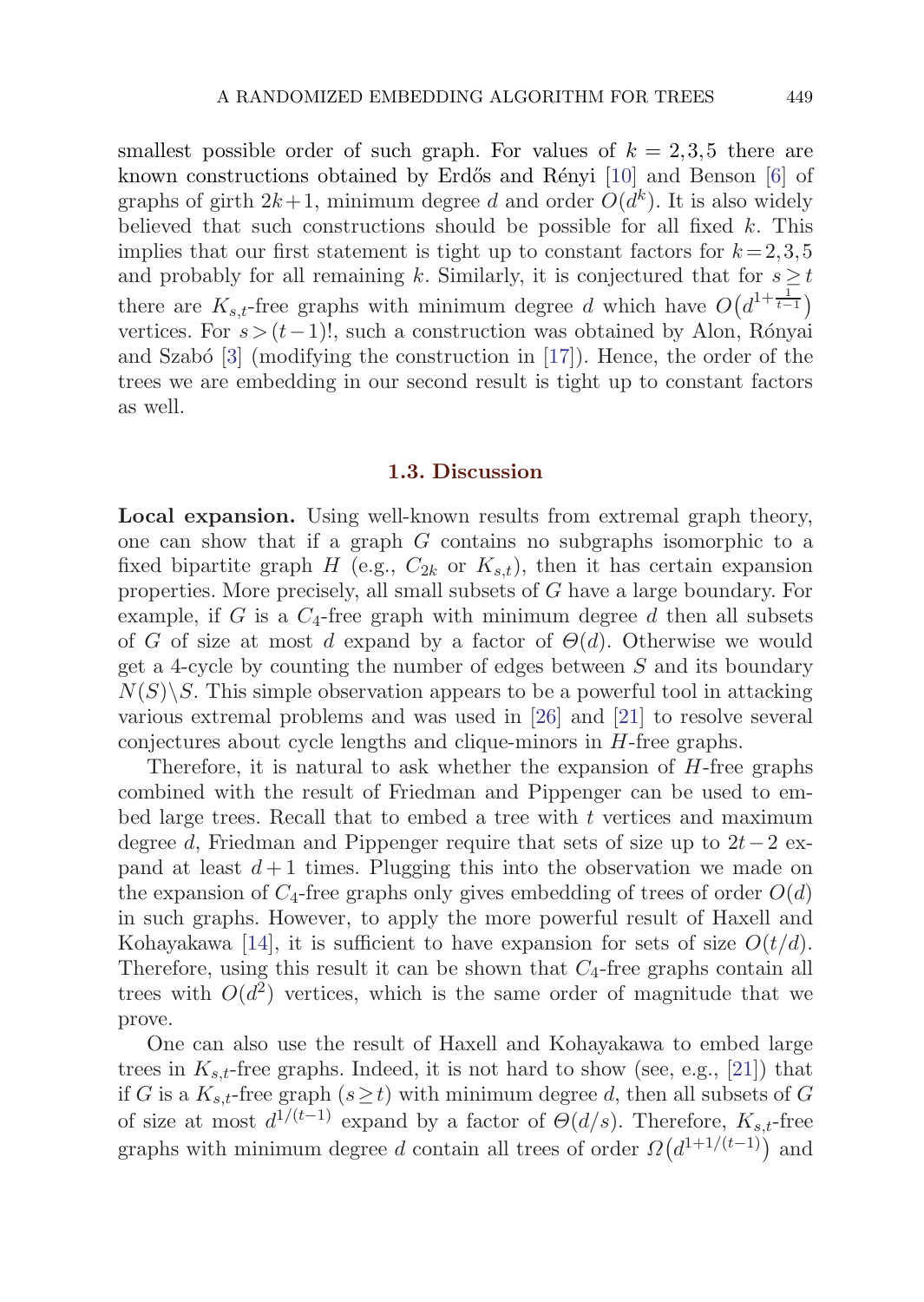smallest possible order of such graph. For values of $k = 2,3,5$ there are known constructions obtained by Erdős and Rényi [10] and Benson [6] of graphs of girth $2k+1$, minimum degree $d$ and order $O(d^k)$. It is also widely believed that such constructions should be possible for all fixed $k$. This implies that our first statement is tight up to constant factors for $k=2,3,5$ and probably for all remaining $k$. Similarly, it is conjectured that for $s \geq t$ there are $K_{s,t}$-free graphs with minimum degree $d$ which have $O\big(d^{1+\frac{1}{t-1}}\big)$ vertices. For $s > (t-1)!$, such a construction was obtained by Alon, Rónyai and Szabó [3] (modifying the construction in [17]). Hence, the order of the trees we are embedding in our second result is tight up to constant factors as well.

### 1.3. Discussion

**Local expansion.** Using well-known results from extremal graph theory, one can show that if a graph $G$ contains no subgraphs isomorphic to a fixed bipartite graph $H$ (e.g., $C_{2k}$ or $K_{s,t}$), then it has certain expansion properties. More precisely, all small subsets of $G$ have a large boundary. For example, if $G$ is a $C_4$-free graph with minimum degree $d$ then all subsets of $G$ of size at most $d$ expand by a factor of $\Theta(d)$. Otherwise we would get a 4-cycle by counting the number of edges between $S$ and its boundary $N(S)\backslash S$. This simple observation appears to be a powerful tool in attacking various extremal problems and was used in [26] and [21] to resolve several conjectures about cycle lengths and clique-minors in $H$-free graphs.

Therefore, it is natural to ask whether the expansion of $H$-free graphs combined with the result of Friedman and Pippenger can be used to embed large trees. Recall that to embed a tree with $t$ vertices and maximum degree $d$, Friedman and Pippenger require that sets of size up to $2t-2$ expand at least $d+1$ times. Plugging this into the observation we made on the expansion of $C_4$-free graphs only gives embedding of trees of order $O(d)$ in such graphs. However, to apply the more powerful result of Haxell and Kohayakawa [14], it is sufficient to have expansion for sets of size $O(t/d)$. Therefore, using this result it can be shown that $C_4$-free graphs contain all trees with $O(d^2)$ vertices, which is the same order of magnitude that we prove.

One can also use the result of Haxell and Kohayakawa to embed large trees in $K_{s,t}$-free graphs. Indeed, it is not hard to show (see, e.g., [21]) that if $G$ is a $K_{s,t}$-free graph ($s \geq t$) with minimum degree $d$, then all subsets of $G$ of size at most $d^{1/(t-1)}$ expand by a factor of $\Theta(d/s)$. Therefore, $K_{s,t}$-free graphs with minimum degree $d$ contain all trees of order $\Omega\big(d^{1+1/(t-1)}\big)$ and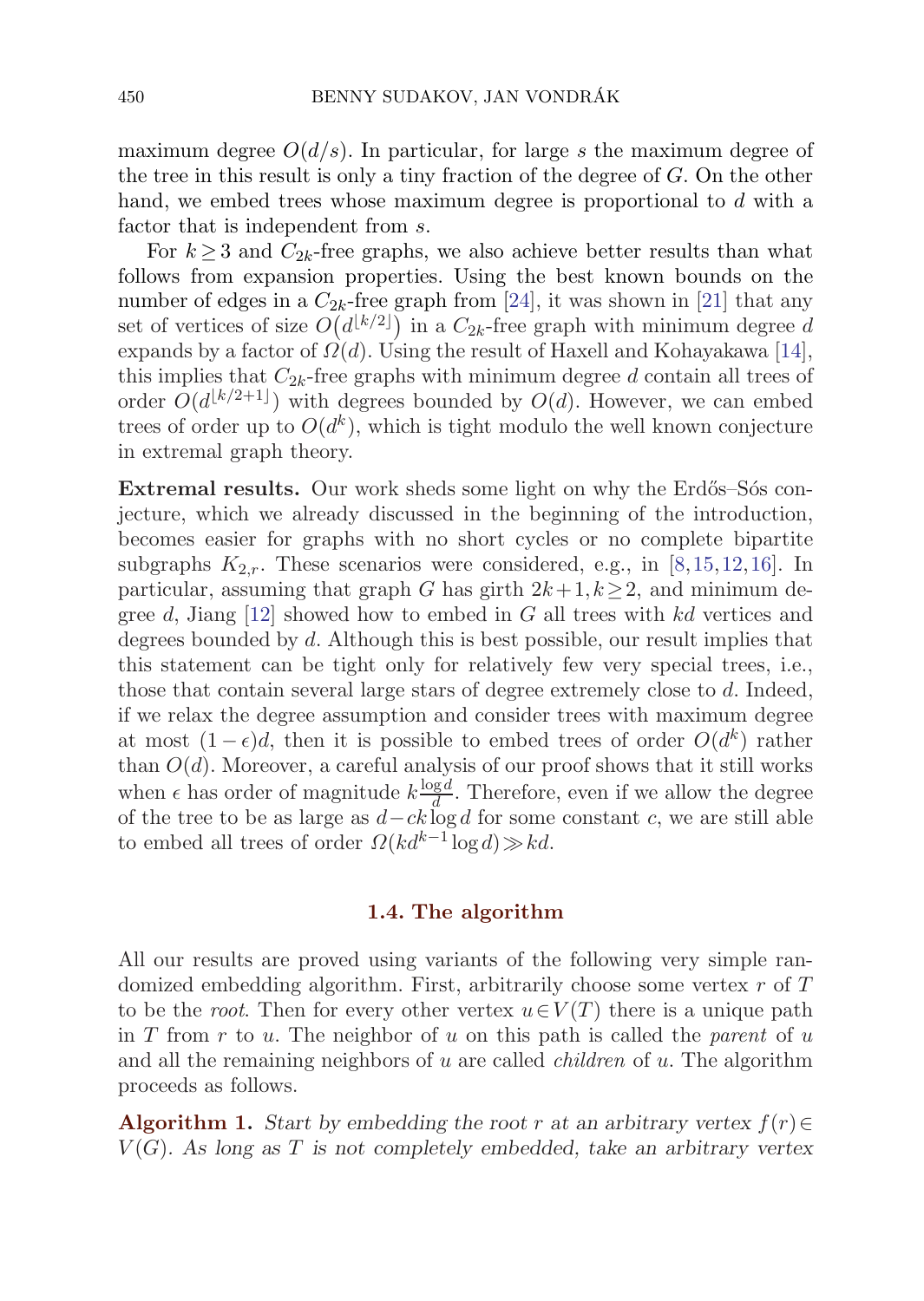maximum degree $O(d/s)$. In particular, for large $s$ the maximum degree of the tree in this result is only a tiny fraction of the degree of $G$. On the other hand, we embed trees whose maximum degree is proportional to $d$ with a factor that is independent from $s$.

For $k \geq 3$ and $C_{2k}$-free graphs, we also achieve better results than what follows from expansion properties. Using the best known bounds on the number of edges in a $C_{2k}$-free graph from [24], it was shown in [21] that any set of vertices of size $O\big(d^{\lfloor k/2 \rfloor}\big)$ in a $C_{2k}$-free graph with minimum degree $d$ expands by a factor of $\Omega(d)$. Using the result of Haxell and Kohayakawa [14], this implies that $C_{2k}$-free graphs with minimum degree $d$ contain all trees of order $O(d^{\lfloor k/2+1 \rfloor})$ with degrees bounded by $O(d)$. However, we can embed trees of order up to $O(d^k)$, which is tight modulo the well known conjecture in extremal graph theory.

**Extremal results.** Our work sheds some light on why the Erdős–Sós conjecture, which we already discussed in the beginning of the introduction, becomes easier for graphs with no short cycles or no complete bipartite subgraphs $K_{2,r}$. These scenarios were considered, e.g., in [8,15,12,16]. In particular, assuming that graph $G$ has girth $2k+1, k \geq 2$, and minimum degree $d$, Jiang [12] showed how to embed in $G$ all trees with $kd$ vertices and degrees bounded by $d$. Although this is best possible, our result implies that this statement can be tight only for relatively few very special trees, i.e., those that contain several large stars of degree extremely close to $d$. Indeed, if we relax the degree assumption and consider trees with maximum degree at most $(1-\epsilon)d$, then it is possible to embed trees of order $O(d^k)$ rather than $O(d)$. Moreover, a careful analysis of our proof shows that it still works when $\epsilon$ has order of magnitude $k\frac{\log d}{d}$. Therefore, even if we allow the degree of the tree to be as large as $d - ck \log d$ for some constant $c$, we are still able to embed all trees of order $\Omega(kd^{k-1} \log d) \gg kd$.

### 1.4. The algorithm

All our results are proved using variants of the following very simple randomized embedding algorithm. First, arbitrarily choose some vertex $r$ of $T$ to be the *root*. Then for every other vertex $u \in V(T)$ there is a unique path in $T$ from $r$ to $u$. The neighbor of $u$ on this path is called the *parent* of $u$ and all the remaining neighbors of $u$ are called *children* of $u$. The algorithm proceeds as follows.

**Algorithm 1.** *Start by embedding the root $r$ at an arbitrary vertex $f(r) \in V(G)$. As long as $T$ is not completely embedded, take an arbitrary vertex*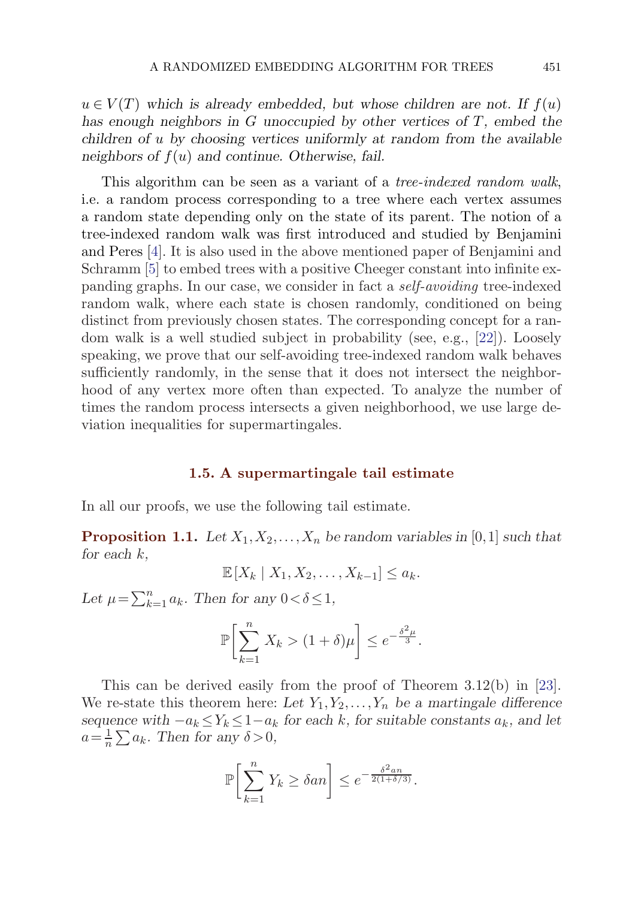*$u \in V(T)$ which is already embedded, but whose children are not. If $f(u)$ has enough neighbors in $G$ unoccupied by other vertices of $T$, embed the children of $u$ by choosing vertices uniformly at random from the available neighbors of $f(u)$ and continue. Otherwise, fail.*

This algorithm can be seen as a variant of a *tree-indexed random walk*, i.e. a random process corresponding to a tree where each vertex assumes a random state depending only on the state of its parent. The notion of a tree-indexed random walk was first introduced and studied by Benjamini and Peres [4]. It is also used in the above mentioned paper of Benjamini and Schramm [5] to embed trees with a positive Cheeger constant into infinite expanding graphs. In our case, we consider in fact a *self-avoiding* tree-indexed random walk, where each state is chosen randomly, conditioned on being distinct from previously chosen states. The corresponding concept for a random walk is a well studied subject in probability (see, e.g., [22]). Loosely speaking, we prove that our self-avoiding tree-indexed random walk behaves sufficiently randomly, in the sense that it does not intersect the neighborhood of any vertex more often than expected. To analyze the number of times the random process intersects a given neighborhood, we use large deviation inequalities for supermartingales.

### 1.5. A supermartingale tail estimate

In all our proofs, we use the following tail estimate.

**Proposition 1.1.** *Let $X_1, X_2, \ldots, X_n$ be random variables in $[0,1]$ such that for each $k$,*

$$\mathbb{E}[X_k \mid X_1, X_2, \ldots, X_{k-1}] \leq a_k.$$

*Let $\mu = \sum_{k=1}^n a_k$. Then for any $0 < \delta \leq 1$,*

$$\mathbb{P}\left[\sum_{k=1}^n X_k > (1+\delta)\mu\right] \leq e^{-\frac{\delta^2 \mu}{3}}.$$

This can be derived easily from the proof of Theorem 3.12(b) in [23]. We re-state this theorem here: *Let $Y_1, Y_2, \ldots, Y_n$ be a martingale difference sequence with $-a_k \leq Y_k \leq 1 - a_k$ for each $k$, for suitable constants $a_k$, and let $a = \frac{1}{n}\sum a_k$. Then for any $\delta > 0$,*

$$\mathbb{P}\left[\sum_{k=1}^n Y_k \geq \delta a n\right] \leq e^{-\frac{\delta^2 a n}{2(1+\delta/3)}}.$$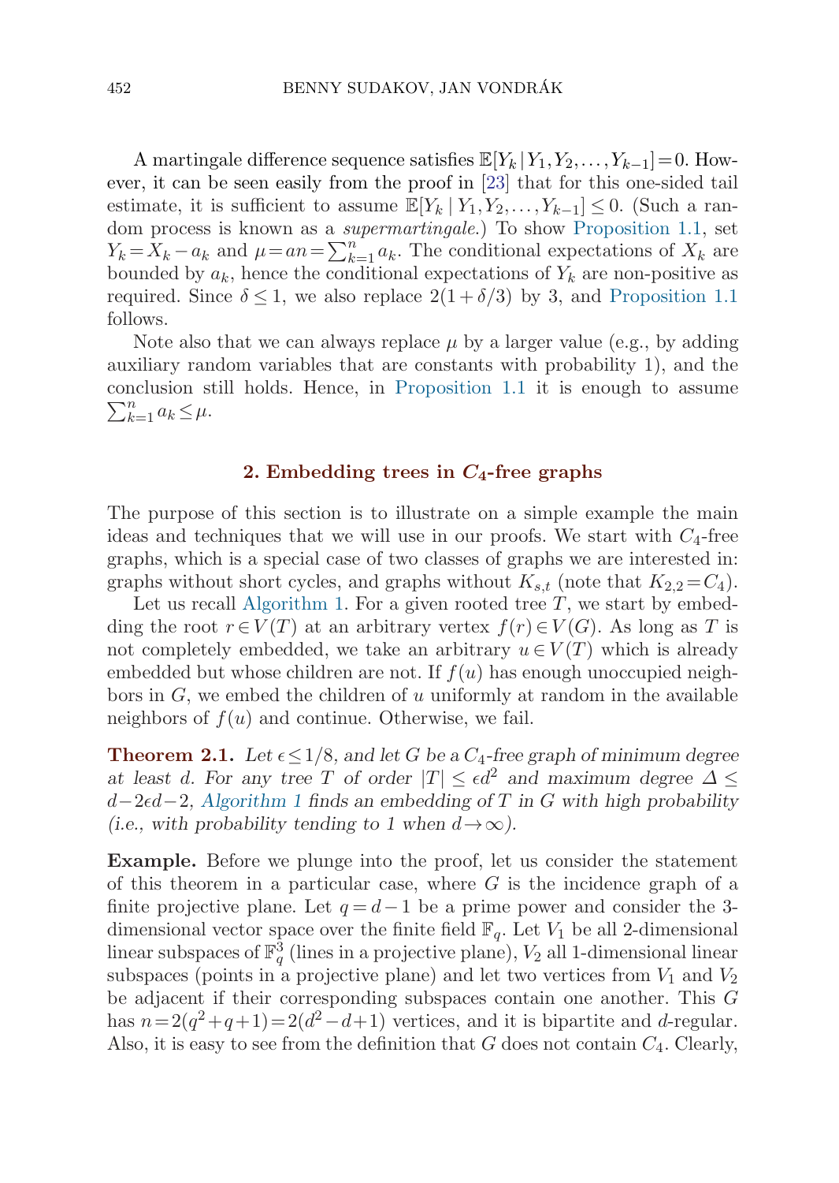A martingale difference sequence satisfies $\mathbb{E}[Y_k \mid Y_1, Y_2, \ldots, Y_{k-1}] = 0$. However, it can be seen easily from the proof in [23] that for this one-sided tail estimate, it is sufficient to assume $\mathbb{E}[Y_k \mid Y_1, Y_2, \ldots, Y_{k-1}] \leq 0$. (Such a random process is known as a *supermartingale*.) To show Proposition 1.1, set $Y_k = X_k - a_k$ and $\mu = an = \sum_{k=1}^n a_k$. The conditional expectations of $X_k$ are bounded by $a_k$, hence the conditional expectations of $Y_k$ are non-positive as required. Since $\delta \leq 1$, we also replace $2(1+\delta/3)$ by 3, and Proposition 1.1 follows.

Note also that we can always replace $\mu$ by a larger value (e.g., by adding auxiliary random variables that are constants with probability 1), and the conclusion still holds. Hence, in Proposition 1.1 it is enough to assume $\sum_{k=1}^n a_k \leq \mu$.

## 2. Embedding trees in $C_4$-free graphs

The purpose of this section is to illustrate on a simple example the main ideas and techniques that we will use in our proofs. We start with $C_4$-free graphs, which is a special case of two classes of graphs we are interested in: graphs without short cycles, and graphs without $K_{s,t}$ (note that $K_{2,2} = C_4$).

Let us recall Algorithm 1. For a given rooted tree $T$, we start by embedding the root $r \in V(T)$ at an arbitrary vertex $f(r) \in V(G)$. As long as $T$ is not completely embedded, we take an arbitrary $u \in V(T)$ which is already embedded but whose children are not. If $f(u)$ has enough unoccupied neighbors in $G$, we embed the children of $u$ uniformly at random in the available neighbors of $f(u)$ and continue. Otherwise, we fail.

**Theorem 2.1.** *Let $\epsilon \leq 1/8$, and let $G$ be a $C_4$-free graph of minimum degree at least $d$. For any tree $T$ of order $|T| \leq \epsilon d^2$ and maximum degree $\Delta \leq d - 2\epsilon d - 2$, Algorithm 1 finds an embedding of $T$ in $G$ with high probability (i.e., with probability tending to 1 when $d \to \infty$).*

**Example.** Before we plunge into the proof, let us consider the statement of this theorem in a particular case, where $G$ is the incidence graph of a finite projective plane. Let $q = d-1$ be a prime power and consider the 3-dimensional vector space over the finite field $\mathbb{F}_q$. Let $V_1$ be all 2-dimensional linear subspaces of $\mathbb{F}_q^3$ (lines in a projective plane), $V_2$ all 1-dimensional linear subspaces (points in a projective plane) and let two vertices from $V_1$ and $V_2$ be adjacent if their corresponding subspaces contain one another. This $G$ has $n = 2(q^2+q+1) = 2(d^2-d+1)$ vertices, and it is bipartite and $d$-regular. Also, it is easy to see from the definition that $G$ does not contain $C_4$. Clearly,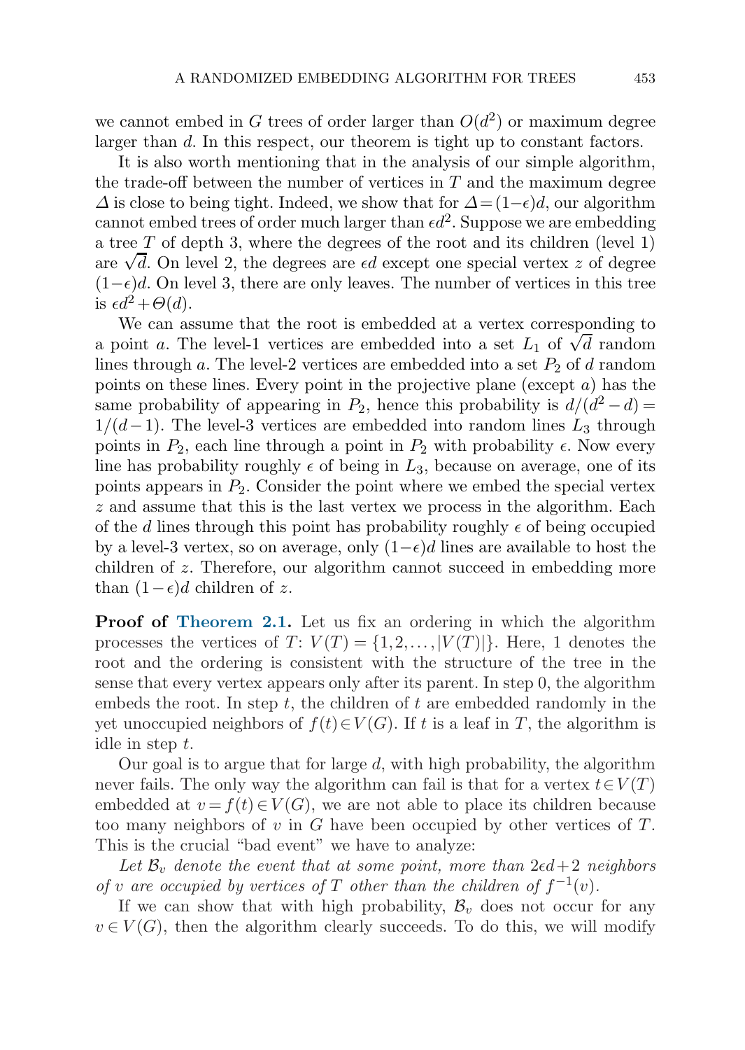we cannot embed in $G$ trees of order larger than $O(d^2)$ or maximum degree larger than $d$. In this respect, our theorem is tight up to constant factors.

It is also worth mentioning that in the analysis of our simple algorithm, the trade-off between the number of vertices in $T$ and the maximum degree $\Delta$ is close to being tight. Indeed, we show that for $\Delta = (1-\epsilon)d$, our algorithm cannot embed trees of order much larger than $\epsilon d^2$. Suppose we are embedding a tree $T$ of depth 3, where the degrees of the root and its children (level 1) are $\sqrt{d}$. On level 2, the degrees are $\epsilon d$ except one special vertex $z$ of degree $(1-\epsilon)d$. On level 3, there are only leaves. The number of vertices in this tree is $\epsilon d^2 + \Theta(d)$.

We can assume that the root is embedded at a vertex corresponding to a point $a$. The level-1 vertices are embedded into a set $L_1$ of $\sqrt{d}$ random lines through $a$. The level-2 vertices are embedded into a set $P_2$ of $d$ random points on these lines. Every point in the projective plane (except $a$) has the same probability of appearing in $P_2$, hence this probability is $d/(d^2-d) = 1/(d-1)$. The level-3 vertices are embedded into random lines $L_3$ through points in $P_2$, each line through a point in $P_2$ with probability $\epsilon$. Now every line has probability roughly $\epsilon$ of being in $L_3$, because on average, one of its points appears in $P_2$. Consider the point where we embed the special vertex $z$ and assume that this is the last vertex we process in the algorithm. Each of the $d$ lines through this point has probability roughly $\epsilon$ of being occupied by a level-3 vertex, so on average, only $(1-\epsilon)d$ lines are available to host the children of $z$. Therefore, our algorithm cannot succeed in embedding more than $(1-\epsilon)d$ children of $z$.

**Proof of Theorem 2.1.** Let us fix an ordering in which the algorithm processes the vertices of $T$: $V(T) = \{1, 2, \dots, |V(T)|\}$. Here, 1 denotes the root and the ordering is consistent with the structure of the tree in the sense that every vertex appears only after its parent. In step 0, the algorithm embeds the root. In step $t$, the children of $t$ are embedded randomly in the yet unoccupied neighbors of $f(t) \in V(G)$. If $t$ is a leaf in $T$, the algorithm is idle in step $t$.

Our goal is to argue that for large $d$, with high probability, the algorithm never fails. The only way the algorithm can fail is that for a vertex $t \in V(T)$ embedded at $v = f(t) \in V(G)$, we are not able to place its children because too many neighbors of $v$ in $G$ have been occupied by other vertices of $T$. This is the crucial "bad event" we have to analyze:

*Let $\mathcal{B}_v$ denote the event that at some point, more than $2\epsilon d + 2$ neighbors of $v$ are occupied by vertices of $T$ other than the children of $f^{-1}(v)$.*

If we can show that with high probability, $\mathcal{B}_v$ does not occur for any $v \in V(G)$, then the algorithm clearly succeeds. To do this, we will modify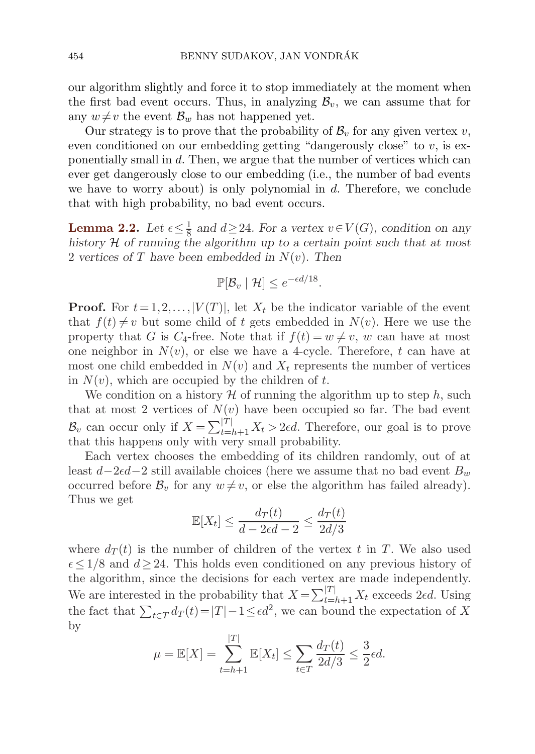our algorithm slightly and force it to stop immediately at the moment when the first bad event occurs. Thus, in analyzing $\mathcal{B}_v$, we can assume that for any $w \neq v$ the event $\mathcal{B}_w$ has not happened yet.

Our strategy is to prove that the probability of $\mathcal{B}_v$ for any given vertex $v$, even conditioned on our embedding getting "dangerously close" to $v$, is exponentially small in $d$. Then, we argue that the number of vertices which can ever get dangerously close to our embedding (i.e., the number of bad events we have to worry about) is only polynomial in $d$. Therefore, we conclude that with high probability, no bad event occurs.

**Lemma 2.2.** *Let $\epsilon \le \frac{1}{8}$ and $d \ge 24$. For a vertex $v \in V(G)$, condition on any history $\mathcal{H}$ of running the algorithm up to a certain point such that at most 2 vertices of $T$ have been embedded in $N(v)$. Then*

$$\mathbb{P}[\mathcal{B}_v \mid \mathcal{H}] \le e^{-\epsilon d/18}.$$

**Proof.** For $t = 1, 2, \ldots, |V(T)|$, let $X_t$ be the indicator variable of the event that $f(t) \neq v$ but some child of $t$ gets embedded in $N(v)$. Here we use the property that $G$ is $C_4$-free. Note that if $f(t) = w \neq v$, $w$ can have at most one neighbor in $N(v)$, or else we have a 4-cycle. Therefore, $t$ can have at most one child embedded in $N(v)$ and $X_t$ represents the number of vertices in $N(v)$, which are occupied by the children of $t$.

We condition on a history $\mathcal{H}$ of running the algorithm up to step $h$, such that at most 2 vertices of $N(v)$ have been occupied so far. The bad event $\mathcal{B}_v$ can occur only if $X = \sum_{t=h+1}^{|T|} X_t > 2\epsilon d$. Therefore, our goal is to prove that this happens only with very small probability.

Each vertex chooses the embedding of its children randomly, out of at least $d - 2\epsilon d - 2$ still available choices (here we assume that no bad event $B_w$ occurred before $\mathcal{B}_v$ for any $w \neq v$, or else the algorithm has failed already). Thus we get

$$\mathbb{E}[X_t] \le \frac{d_T(t)}{d - 2\epsilon d - 2} \le \frac{d_T(t)}{2d/3}$$

where $d_T(t)$ is the number of children of the vertex $t$ in $T$. We also used $\epsilon \le 1/8$ and $d \ge 24$. This holds even conditioned on any previous history of the algorithm, since the decisions for each vertex are made independently. We are interested in the probability that $X = \sum_{t=h+1}^{|T|} X_t$ exceeds $2\epsilon d$. Using the fact that $\sum_{t \in T} d_T(t) = |T| - 1 \le \epsilon d^2$, we can bound the expectation of $X$ by

$$\mu = \mathbb{E}[X] = \sum_{t=h+1}^{|T|} \mathbb{E}[X_t] \le \sum_{t \in T} \frac{d_T(t)}{2d/3} \le \frac{3}{2}\epsilon d.$$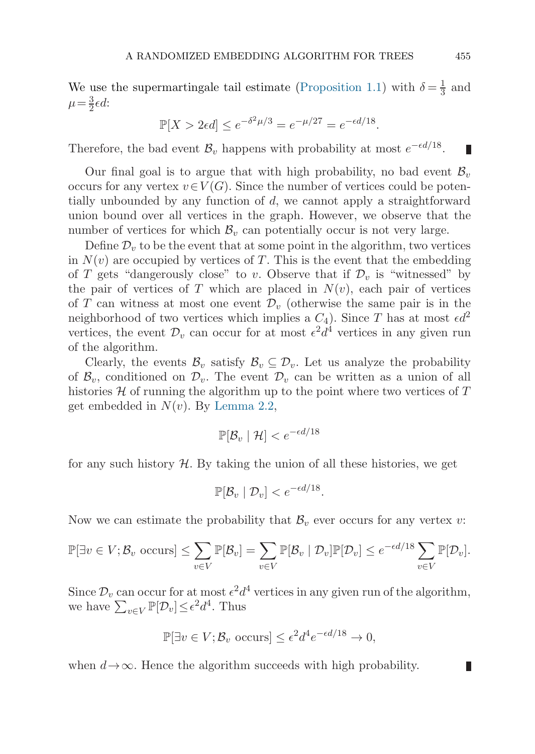We use the supermartingale tail estimate (Proposition 1.1) with $\delta = \frac{1}{3}$ and $\mu = \frac{3}{2}\epsilon d$:

$$\mathbb{P}[X > 2\epsilon d] \le e^{-\delta^2 \mu/3} = e^{-\mu/27} = e^{-\epsilon d/18}.$$

Therefore, the bad event $\mathcal{B}_v$ happens with probability at most $e^{-\epsilon d/18}$. ∎

Our final goal is to argue that with high probability, no bad event $\mathcal{B}_v$ occurs for any vertex $v \in V(G)$. Since the number of vertices could be potentially unbounded by any function of $d$, we cannot apply a straightforward union bound over all vertices in the graph. However, we observe that the number of vertices for which $\mathcal{B}_v$ can potentially occur is not very large.

Define $\mathcal{D}_v$ to be the event that at some point in the algorithm, two vertices in $N(v)$ are occupied by vertices of $T$. This is the event that the embedding of $T$ gets "dangerously close" to $v$. Observe that if $\mathcal{D}_v$ is "witnessed" by the pair of vertices of $T$ which are placed in $N(v)$, each pair of vertices of $T$ can witness at most one event $\mathcal{D}_v$ (otherwise the same pair is in the neighborhood of two vertices which implies a $C_4$). Since $T$ has at most $\epsilon d^2$ vertices, the event $\mathcal{D}_v$ can occur for at most $\epsilon^2 d^4$ vertices in any given run of the algorithm.

Clearly, the events $\mathcal{B}_v$ satisfy $\mathcal{B}_v \subseteq \mathcal{D}_v$. Let us analyze the probability of $\mathcal{B}_v$, conditioned on $\mathcal{D}_v$. The event $\mathcal{D}_v$ can be written as a union of all histories $\mathcal{H}$ of running the algorithm up to the point where two vertices of $T$ get embedded in $N(v)$. By Lemma 2.2,

$$\mathbb{P}[\mathcal{B}_v \mid \mathcal{H}] < e^{-\epsilon d/18}$$

for any such history $\mathcal{H}$. By taking the union of all these histories, we get

$$\mathbb{P}[\mathcal{B}_v \mid \mathcal{D}_v] < e^{-\epsilon d/18}.$$

Now we can estimate the probability that $\mathcal{B}_v$ ever occurs for any vertex $v$:

$$\mathbb{P}[\exists v \in V; \mathcal{B}_v \text{ occurs}] \le \sum_{v \in V} \mathbb{P}[\mathcal{B}_v] = \sum_{v \in V} \mathbb{P}[\mathcal{B}_v \mid \mathcal{D}_v]\mathbb{P}[\mathcal{D}_v] \le e^{-\epsilon d/18} \sum_{v \in V} \mathbb{P}[\mathcal{D}_v].$$

Since $\mathcal{D}_v$ can occur for at most $\epsilon^2 d^4$ vertices in any given run of the algorithm, we have $\sum_{v \in V} \mathbb{P}[\mathcal{D}_v] \le \epsilon^2 d^4$. Thus

$$\mathbb{P}[\exists v \in V; \mathcal{B}_v \text{ occurs}] \le \epsilon^2 d^4 e^{-\epsilon d/18} \to 0,$$

when $d \to \infty$. Hence the algorithm succeeds with high probability. ∎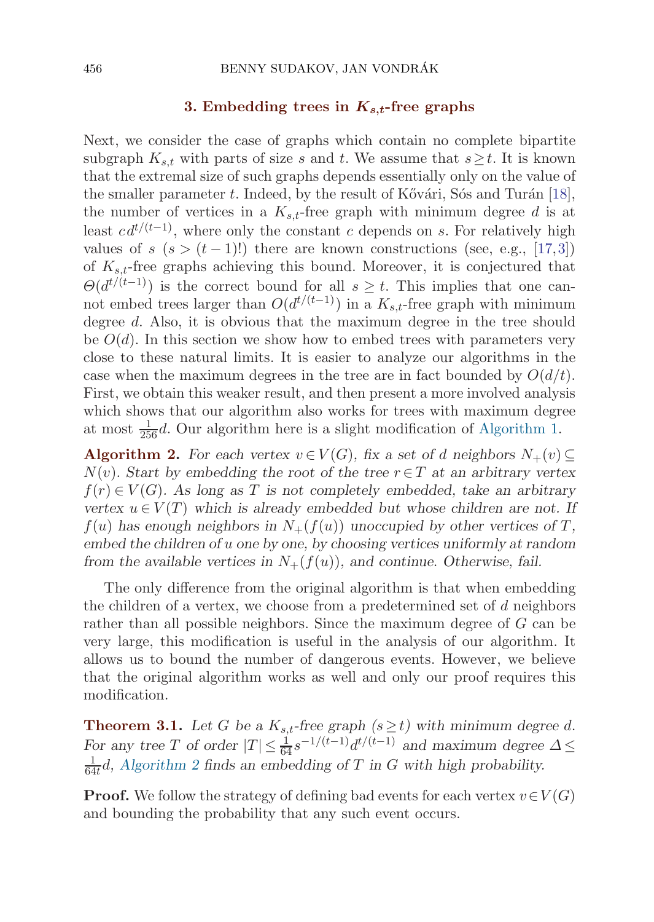## 3. Embedding trees in $K_{s,t}$-free graphs

Next, we consider the case of graphs which contain no complete bipartite subgraph $K_{s,t}$ with parts of size $s$ and $t$. We assume that $s \ge t$. It is known that the extremal size of such graphs depends essentially only on the value of the smaller parameter $t$. Indeed, by the result of Kővári, Sós and Turán [18], the number of vertices in a $K_{s,t}$-free graph with minimum degree $d$ is at least $cd^{t/(t-1)}$, where only the constant $c$ depends on $s$. For relatively high values of $s$ ($s > (t-1)!$) there are known constructions (see, e.g., [17,3]) of $K_{s,t}$-free graphs achieving this bound. Moreover, it is conjectured that $\Theta(d^{t/(t-1)})$ is the correct bound for all $s \ge t$. This implies that one cannot embed trees larger than $O(d^{t/(t-1)})$ in a $K_{s,t}$-free graph with minimum degree $d$. Also, it is obvious that the maximum degree in the tree should be $O(d)$. In this section we show how to embed trees with parameters very close to these natural limits. It is easier to analyze our algorithms in the case when the maximum degrees in the tree are in fact bounded by $O(d/t)$. First, we obtain this weaker result, and then present a more involved analysis which shows that our algorithm also works for trees with maximum degree at most $\frac{1}{256}d$. Our algorithm here is a slight modification of Algorithm 1.

**Algorithm 2.** *For each vertex $v \in V(G)$, fix a set of $d$ neighbors $N_+(v) \subseteq N(v)$. Start by embedding the root of the tree $r \in T$ at an arbitrary vertex $f(r) \in V(G)$. As long as $T$ is not completely embedded, take an arbitrary vertex $u \in V(T)$ which is already embedded but whose children are not. If $f(u)$ has enough neighbors in $N_+(f(u))$ unoccupied by other vertices of $T$, embed the children of $u$ one by one, by choosing vertices uniformly at random from the available vertices in $N_+(f(u))$, and continue. Otherwise, fail.*

The only difference from the original algorithm is that when embedding the children of a vertex, we choose from a predetermined set of $d$ neighbors rather than all possible neighbors. Since the maximum degree of $G$ can be very large, this modification is useful in the analysis of our algorithm. It allows us to bound the number of dangerous events. However, we believe that the original algorithm works as well and only our proof requires this modification.

**Theorem 3.1.** *Let $G$ be a $K_{s,t}$-free graph ($s \ge t$) with minimum degree $d$. For any tree $T$ of order $|T| \le \frac{1}{64} s^{-1/(t-1)} d^{t/(t-1)}$ and maximum degree $\Delta \le \frac{1}{64t}d$, Algorithm 2 finds an embedding of $T$ in $G$ with high probability.*

**Proof.** We follow the strategy of defining bad events for each vertex $v \in V(G)$ and bounding the probability that any such event occurs.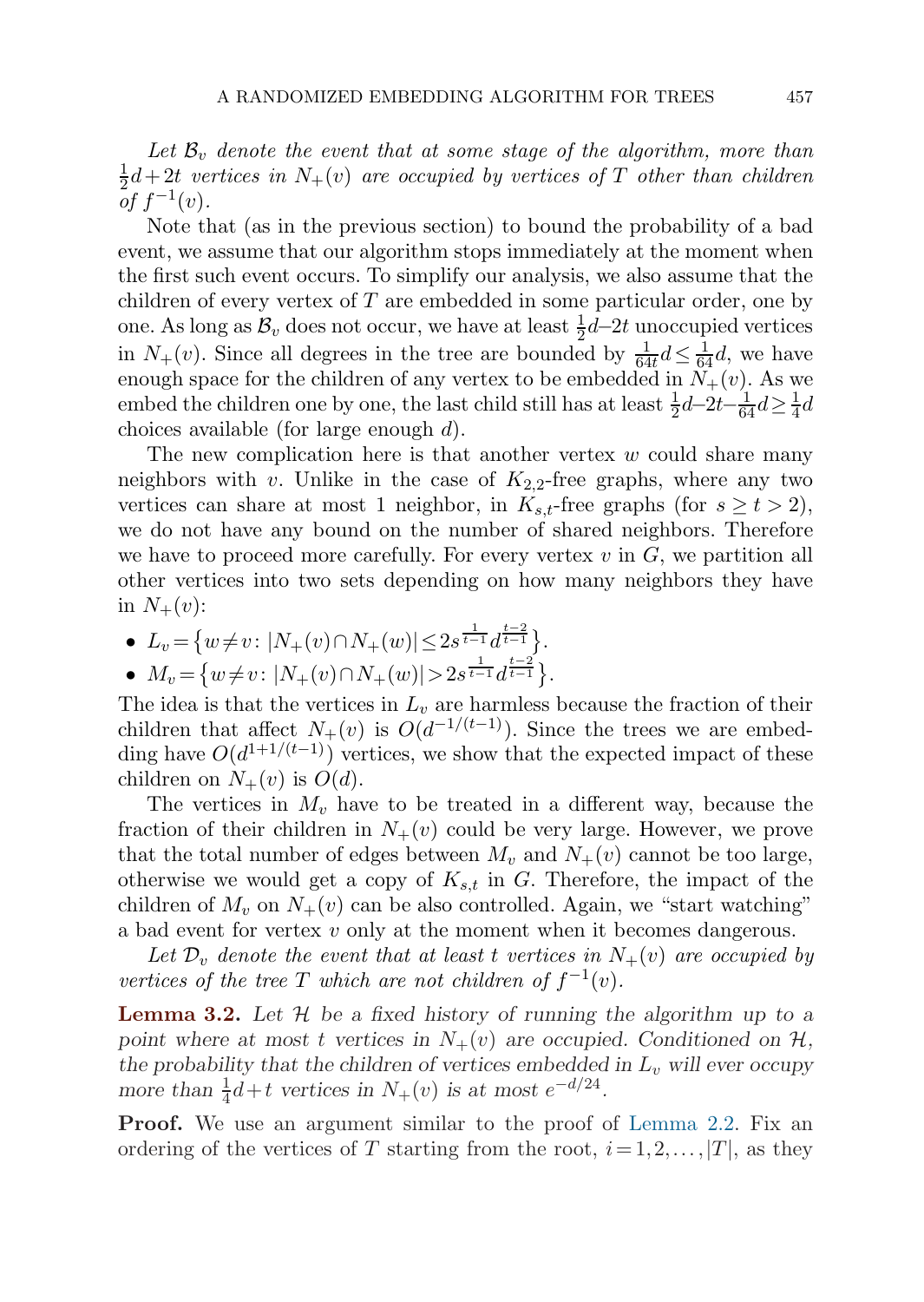*Let $\mathcal{B}_v$ denote the event that at some stage of the algorithm, more than $\frac{1}{2}d+2t$ vertices in $N_+(v)$ are occupied by vertices of $T$ other than children of $f^{-1}(v)$.*

Note that (as in the previous section) to bound the probability of a bad event, we assume that our algorithm stops immediately at the moment when the first such event occurs. To simplify our analysis, we also assume that the children of every vertex of $T$ are embedded in some particular order, one by one. As long as $\mathcal{B}_v$ does not occur, we have at least $\frac{1}{2}d - 2t$ unoccupied vertices in $N_+(v)$. Since all degrees in the tree are bounded by $\frac{1}{64t}d \leq \frac{1}{64}d$, we have enough space for the children of any vertex to be embedded in $N_+(v)$. As we embed the children one by one, the last child still has at least $\frac{1}{2}d - 2t - \frac{1}{64}d \geq \frac{1}{4}d$ choices available (for large enough $d$).

The new complication here is that another vertex $w$ could share many neighbors with $v$. Unlike in the case of $K_{2,2}$-free graphs, where any two vertices can share at most 1 neighbor, in $K_{s,t}$-free graphs (for $s \geq t > 2$), we do not have any bound on the number of shared neighbors. Therefore we have to proceed more carefully. For every vertex $v$ in $G$, we partition all other vertices into two sets depending on how many neighbors they have in $N_+(v)$:

- $L_v = \left\{w \neq v \colon |N_+(v) \cap N_+(w)| \leq 2s^{\frac{1}{t-1}} d^{\frac{t-2}{t-1}}\right\}$.
- $M_v = \left\{w \neq v \colon |N_+(v) \cap N_+(w)| > 2s^{\frac{1}{t-1}} d^{\frac{t-2}{t-1}}\right\}$.

The idea is that the vertices in $L_v$ are harmless because the fraction of their children that affect $N_+(v)$ is $O(d^{-1/(t-1)})$. Since the trees we are embedding have $O(d^{1+1/(t-1)})$ vertices, we show that the expected impact of these children on $N_+(v)$ is $O(d)$.

The vertices in $M_v$ have to be treated in a different way, because the fraction of their children in $N_+(v)$ could be very large. However, we prove that the total number of edges between $M_v$ and $N_+(v)$ cannot be too large, otherwise we would get a copy of $K_{s,t}$ in $G$. Therefore, the impact of the children of $M_v$ on $N_+(v)$ can be also controlled. Again, we "start watching" a bad event for vertex $v$ only at the moment when it becomes dangerous.

*Let $\mathcal{D}_v$ denote the event that at least $t$ vertices in $N_+(v)$ are occupied by vertices of the tree $T$ which are not children of $f^{-1}(v)$.*

**Lemma 3.2.** *Let $\mathcal{H}$ be a fixed history of running the algorithm up to a point where at most $t$ vertices in $N_+(v)$ are occupied. Conditioned on $\mathcal{H}$, the probability that the children of vertices embedded in $L_v$ will ever occupy more than $\frac{1}{4}d+t$ vertices in $N_+(v)$ is at most $e^{-d/24}$.*

**Proof.** We use an argument similar to the proof of Lemma 2.2. Fix an ordering of the vertices of $T$ starting from the root, $i = 1, 2, \ldots, |T|$, as they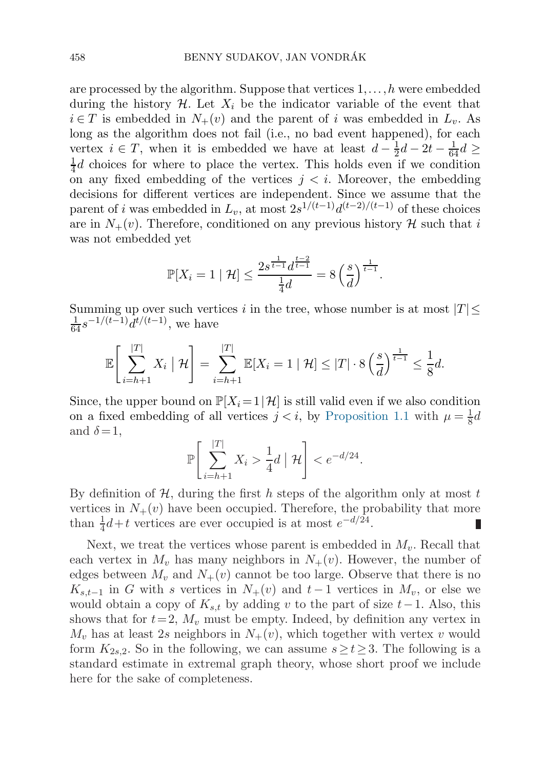are processed by the algorithm. Suppose that vertices $1,\dots,h$ were embedded during the history $\mathcal{H}$. Let $X_i$ be the indicator variable of the event that $i \in T$ is embedded in $N_+(v)$ and the parent of $i$ was embedded in $L_v$. As long as the algorithm does not fail (i.e., no bad event happened), for each vertex $i \in T$, when it is embedded we have at least $d - \frac{1}{2}d - 2t - \frac{1}{64}d \geq \frac{1}{4}d$ choices for where to place the vertex. This holds even if we condition on any fixed embedding of the vertices $j < i$. Moreover, the embedding decisions for different vertices are independent. Since we assume that the parent of $i$ was embedded in $L_v$, at most $2s^{1/(t-1)}d^{(t-2)/(t-1)}$ of these choices are in $N_+(v)$. Therefore, conditioned on any previous history $\mathcal{H}$ such that $i$ was not embedded yet

$$\mathbb{P}[X_i = 1 \mid \mathcal{H}] \leq \frac{2s^{\frac{1}{t-1}}d^{\frac{t-2}{t-1}}}{\frac{1}{4}d} = 8\left(\frac{s}{d}\right)^{\frac{1}{t-1}}.$$

Summing up over such vertices $i$ in the tree, whose number is at most $|T| \leq \frac{1}{64}s^{-1/(t-1)}d^{t/(t-1)}$, we have

$$\mathbb{E}\left[\sum_{i=h+1}^{|T|} X_i \;\middle|\; \mathcal{H}\right] = \sum_{i=h+1}^{|T|} \mathbb{E}[X_i = 1 \mid \mathcal{H}] \leq |T| \cdot 8\left(\frac{s}{d}\right)^{\frac{1}{t-1}} \leq \frac{1}{8}d.$$

Since, the upper bound on $\mathbb{P}[X_i = 1 \mid \mathcal{H}]$ is still valid even if we also condition on a fixed embedding of all vertices $j < i$, by Proposition 1.1 with $\mu = \frac{1}{8}d$ and $\delta = 1$,

$$\mathbb{P}\left[\sum_{i=h+1}^{|T|} X_i > \frac{1}{4}d \;\middle|\; \mathcal{H}\right] < e^{-d/24}.$$

By definition of $\mathcal{H}$, during the first $h$ steps of the algorithm only at most $t$ vertices in $N_+(v)$ have been occupied. Therefore, the probability that more than $\frac{1}{4}d + t$ vertices are ever occupied is at most $e^{-d/24}$. ∎

Next, we treat the vertices whose parent is embedded in $M_v$. Recall that each vertex in $M_v$ has many neighbors in $N_+(v)$. However, the number of edges between $M_v$ and $N_+(v)$ cannot be too large. Observe that there is no $K_{s,t-1}$ in $G$ with $s$ vertices in $N_+(v)$ and $t-1$ vertices in $M_v$, or else we would obtain a copy of $K_{s,t}$ by adding $v$ to the part of size $t-1$. Also, this shows that for $t = 2$, $M_v$ must be empty. Indeed, by definition any vertex in $M_v$ has at least $2s$ neighbors in $N_+(v)$, which together with vertex $v$ would form $K_{2s,2}$. So in the following, we can assume $s \geq t \geq 3$. The following is a standard estimate in extremal graph theory, whose short proof we include here for the sake of completeness.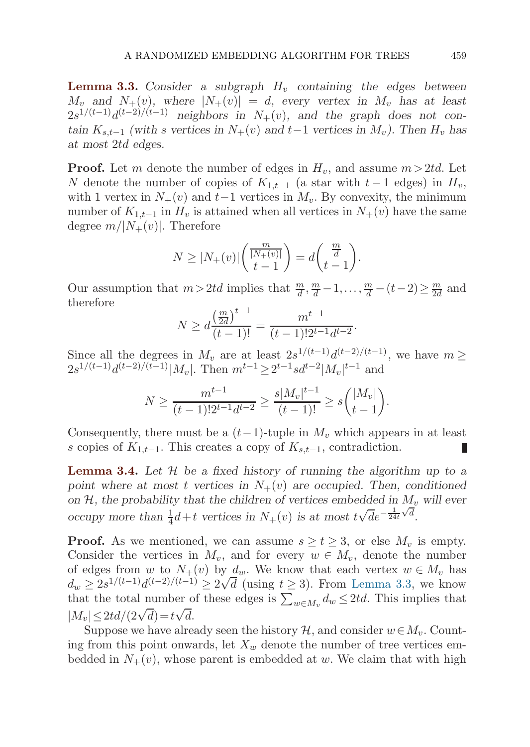**Lemma 3.3.** *Consider a subgraph $H_v$ containing the edges between $M_v$ and $N_+(v)$, where $|N_+(v)| = d$, every vertex in $M_v$ has at least $2s^{1/(t-1)}d^{(t-2)/(t-1)}$ neighbors in $N_+(v)$, and the graph does not contain $K_{s,t-1}$ (with $s$ vertices in $N_+(v)$ and $t-1$ vertices in $M_v$). Then $H_v$ has at most $2td$ edges.*

**Proof.** Let $m$ denote the number of edges in $H_v$, and assume $m > 2td$. Let $N$ denote the number of copies of $K_{1,t-1}$ (a star with $t-1$ edges) in $H_v$, with 1 vertex in $N_+(v)$ and $t-1$ vertices in $M_v$. By convexity, the minimum number of $K_{1,t-1}$ in $H_v$ is attained when all vertices in $N_+(v)$ have the same degree $m/|N_+(v)|$. Therefore

$$N \geq |N_+(v)| \binom{\frac{m}{|N_+(v)|}}{t-1} = d \binom{\frac{m}{d}}{t-1}.$$

Our assumption that $m > 2td$ implies that $\frac{m}{d}, \frac{m}{d} - 1, \ldots, \frac{m}{d} - (t-2) \geq \frac{m}{2d}$ and therefore

$$N \geq d \frac{\left(\frac{m}{2d}\right)^{t-1}}{(t-1)!} = \frac{m^{t-1}}{(t-1)! 2^{t-1} d^{t-2}}.$$

Since all the degrees in $M_v$ are at least $2s^{1/(t-1)}d^{(t-2)/(t-1)}$, we have $m \geq 2s^{1/(t-1)}d^{(t-2)/(t-1)}|M_v|$. Then $m^{t-1} \geq 2^{t-1} s d^{t-2} |M_v|^{t-1}$ and

$$N \geq \frac{m^{t-1}}{(t-1)! 2^{t-1} d^{t-2}} \geq \frac{s|M_v|^{t-1}}{(t-1)!} \geq s \binom{|M_v|}{t-1}.$$

Consequently, there must be a $(t-1)$-tuple in $M_v$ which appears in at least $s$ copies of $K_{1,t-1}$. This creates a copy of $K_{s,t-1}$, contradiction. ∎

**Lemma 3.4.** *Let $\mathcal{H}$ be a fixed history of running the algorithm up to a point where at most $t$ vertices in $N_+(v)$ are occupied. Then, conditioned on $\mathcal{H}$, the probability that the children of vertices embedded in $M_v$ will ever occupy more than $\frac{1}{4}d + t$ vertices in $N_+(v)$ is at most $t\sqrt{d}e^{-\frac{1}{24t}\sqrt{d}}$.*

**Proof.** As we mentioned, we can assume $s \geq t \geq 3$, or else $M_v$ is empty. Consider the vertices in $M_v$, and for every $w \in M_v$, denote the number of edges from $w$ to $N_+(v)$ by $d_w$. We know that each vertex $w \in M_v$ has $d_w \geq 2s^{1/(t-1)}d^{(t-2)/(t-1)} \geq 2\sqrt{d}$ (using $t \geq 3$). From Lemma 3.3, we know that the total number of these edges is $\sum_{w \in M_v} d_w \leq 2td$. This implies that $|M_v| \leq 2td/(2\sqrt{d}) = t\sqrt{d}$.

Suppose we have already seen the history $\mathcal{H}$, and consider $w \in M_v$. Counting from this point onwards, let $X_w$ denote the number of tree vertices embedded in $N_+(v)$, whose parent is embedded at $w$. We claim that with high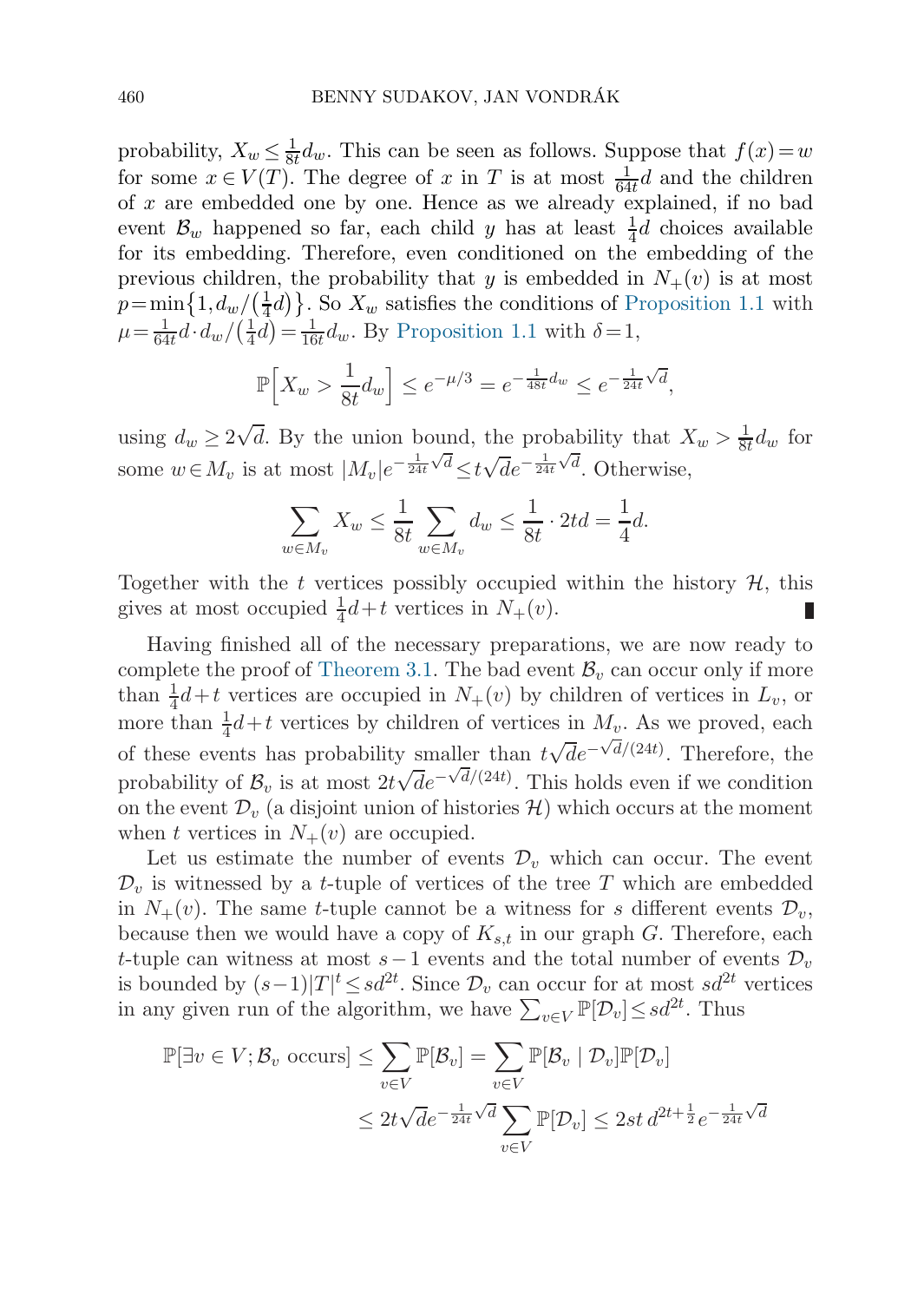probability, $X_w \le \frac{1}{8t} d_w$. This can be seen as follows. Suppose that $f(x) = w$ for some $x \in V(T)$. The degree of $x$ in $T$ is at most $\frac{1}{64t}d$ and the children of $x$ are embedded one by one. Hence as we already explained, if no bad event $\mathcal{B}_w$ happened so far, each child $y$ has at least $\frac{1}{4}d$ choices available for its embedding. Therefore, even conditioned on the embedding of the previous children, the probability that $y$ is embedded in $N_+(v)$ is at most $p = \min\{1, d_w/(\frac{1}{4}d)\}$. So $X_w$ satisfies the conditions of Proposition 1.1 with $\mu = \frac{1}{64t}d \cdot d_w/(\frac{1}{4}d) = \frac{1}{16t}d_w$. By Proposition 1.1 with $\delta = 1$,

$$\mathbb{P}\Big[X_w > \frac{1}{8t}d_w\Big] \le e^{-\mu/3} = e^{-\frac{1}{48t}d_w} \le e^{-\frac{1}{24t}\sqrt{d}},$$

using $d_w \ge 2\sqrt{d}$. By the union bound, the probability that $X_w > \frac{1}{8t}d_w$ for some $w \in M_v$ is at most $|M_v| e^{-\frac{1}{24t}\sqrt{d}} \le t\sqrt{d} e^{-\frac{1}{24t}\sqrt{d}}$. Otherwise,

$$\sum_{w \in M_v} X_w \le \frac{1}{8t} \sum_{w \in M_v} d_w \le \frac{1}{8t} \cdot 2td = \frac{1}{4}d.$$

Together with the $t$ vertices possibly occupied within the history $\mathcal{H}$, this gives at most occupied $\frac{1}{4}d + t$ vertices in $N_+(v)$. ∎

Having finished all of the necessary preparations, we are now ready to complete the proof of Theorem 3.1. The bad event $\mathcal{B}_v$ can occur only if more than $\frac{1}{4}d + t$ vertices are occupied in $N_+(v)$ by children of vertices in $L_v$, or more than $\frac{1}{4}d + t$ vertices by children of vertices in $M_v$. As we proved, each of these events has probability smaller than $t\sqrt{d}e^{-\sqrt{d}/(24t)}$. Therefore, the probability of $\mathcal{B}_v$ is at most $2t\sqrt{d}e^{-\sqrt{d}/(24t)}$. This holds even if we condition on the event $\mathcal{D}_v$ (a disjoint union of histories $\mathcal{H}$) which occurs at the moment when $t$ vertices in $N_+(v)$ are occupied.

Let us estimate the number of events $\mathcal{D}_v$ which can occur. The event $\mathcal{D}_v$ is witnessed by a $t$-tuple of vertices of the tree $T$ which are embedded in $N_+(v)$. The same $t$-tuple cannot be a witness for $s$ different events $\mathcal{D}_v$, because then we would have a copy of $K_{s,t}$ in our graph $G$. Therefore, each $t$-tuple can witness at most $s-1$ events and the total number of events $\mathcal{D}_v$ is bounded by $(s-1)|T|^t \le sd^{2t}$. Since $\mathcal{D}_v$ can occur for at most $sd^{2t}$ vertices in any given run of the algorithm, we have $\sum_{v \in V} \mathbb{P}[\mathcal{D}_v] \le sd^{2t}$. Thus

$$\begin{aligned}
\mathbb{P}[\exists v \in V; \mathcal{B}_v \text{ occurs}] &\le \sum_{v \in V} \mathbb{P}[\mathcal{B}_v] = \sum_{v \in V} \mathbb{P}[\mathcal{B}_v \mid \mathcal{D}_v]\mathbb{P}[\mathcal{D}_v] \\
&\le 2t\sqrt{d}e^{-\frac{1}{24t}\sqrt{d}} \sum_{v \in V} \mathbb{P}[\mathcal{D}_v] \le 2st\, d^{2t+\frac{1}{2}} e^{-\frac{1}{24t}\sqrt{d}}
\end{aligned}$$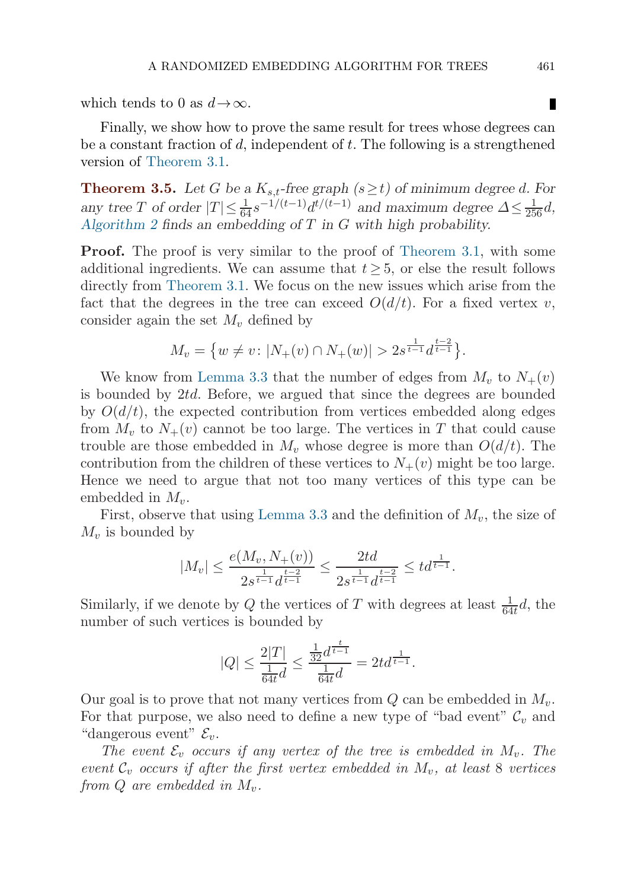which tends to 0 as $d \to \infty$. ∎

Finally, we show how to prove the same result for trees whose degrees can be a constant fraction of $d$, independent of $t$. The following is a strengthened version of Theorem 3.1.

**Theorem 3.5.** *Let $G$ be a $K_{s,t}$-free graph ($s \geq t$) of minimum degree $d$. For any tree $T$ of order $|T| \leq \frac{1}{64} s^{-1/(t-1)} d^{t/(t-1)}$ and maximum degree $\Delta \leq \frac{1}{256} d$, Algorithm 2 finds an embedding of $T$ in $G$ with high probability.*

**Proof.** The proof is very similar to the proof of Theorem 3.1, with some additional ingredients. We can assume that $t \geq 5$, or else the result follows directly from Theorem 3.1. We focus on the new issues which arise from the fact that the degrees in the tree can exceed $O(d/t)$. For a fixed vertex $v$, consider again the set $M_v$ defined by

$$M_v = \left\{ w \neq v \colon |N_+(v) \cap N_+(w)| > 2 s^{\frac{1}{t-1}} d^{\frac{t-2}{t-1}} \right\}.$$

We know from Lemma 3.3 that the number of edges from $M_v$ to $N_+(v)$ is bounded by $2td$. Before, we argued that since the degrees are bounded by $O(d/t)$, the expected contribution from vertices embedded along edges from $M_v$ to $N_+(v)$ cannot be too large. The vertices in $T$ that could cause trouble are those embedded in $M_v$ whose degree is more than $O(d/t)$. The contribution from the children of these vertices to $N_+(v)$ might be too large. Hence we need to argue that not too many vertices of this type can be embedded in $M_v$.

First, observe that using Lemma 3.3 and the definition of $M_v$, the size of $M_v$ is bounded by

$$|M_v| \leq \frac{e(M_v, N_+(v))}{2 s^{\frac{1}{t-1}} d^{\frac{t-2}{t-1}}} \leq \frac{2td}{2 s^{\frac{1}{t-1}} d^{\frac{t-2}{t-1}}} \leq t d^{\frac{1}{t-1}}.$$

Similarly, if we denote by $Q$ the vertices of $T$ with degrees at least $\frac{1}{64t} d$, the number of such vertices is bounded by

$$|Q| \leq \frac{2|T|}{\frac{1}{64t} d} \leq \frac{\frac{1}{32} d^{\frac{t}{t-1}}}{\frac{1}{64t} d} = 2t d^{\frac{1}{t-1}}.$$

Our goal is to prove that not many vertices from $Q$ can be embedded in $M_v$. For that purpose, we also need to define a new type of "bad event" $\mathcal{C}_v$ and "dangerous event" $\mathcal{E}_v$.

*The event $\mathcal{E}_v$ occurs if any vertex of the tree is embedded in $M_v$. The event $\mathcal{C}_v$ occurs if after the first vertex embedded in $M_v$, at least 8 vertices from $Q$ are embedded in $M_v$.*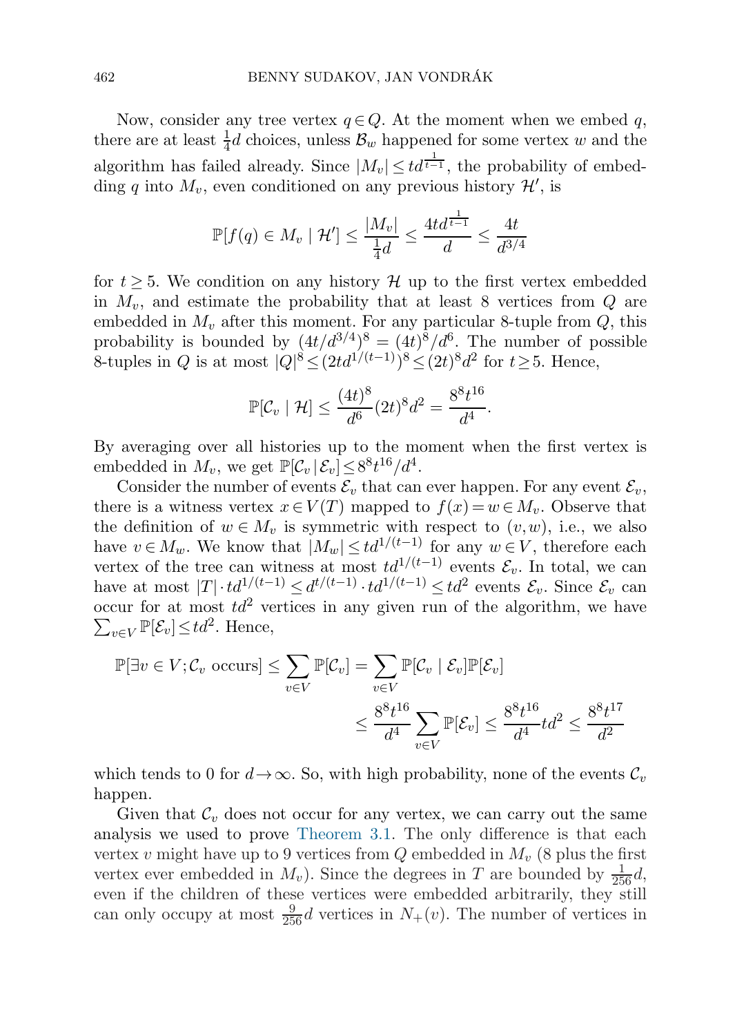Now, consider any tree vertex $q \in Q$. At the moment when we embed $q$, there are at least $\frac{1}{4}d$ choices, unless $\mathcal{B}_w$ happened for some vertex $w$ and the algorithm has failed already. Since $|M_v| \leq td^{\frac{1}{t-1}}$, the probability of embedding $q$ into $M_v$, even conditioned on any previous history $\mathcal{H}'$, is

$$\mathbb{P}[f(q) \in M_v \mid \mathcal{H}'] \leq \frac{|M_v|}{\frac{1}{4}d} \leq \frac{4td^{\frac{1}{t-1}}}{d} \leq \frac{4t}{d^{3/4}}$$

for $t \geq 5$. We condition on any history $\mathcal{H}$ up to the first vertex embedded in $M_v$, and estimate the probability that at least 8 vertices from $Q$ are embedded in $M_v$ after this moment. For any particular 8-tuple from $Q$, this probability is bounded by $(4t/d^{3/4})^8 = (4t)^8/d^6$. The number of possible 8-tuples in $Q$ is at most $|Q|^8 \leq (2td^{1/(t-1)})^8 \leq (2t)^8 d^2$ for $t \geq 5$. Hence,

$$\mathbb{P}[\mathcal{C}_v \mid \mathcal{H}] \leq \frac{(4t)^8}{d^6}(2t)^8 d^2 = \frac{8^8 t^{16}}{d^4}.$$

By averaging over all histories up to the moment when the first vertex is embedded in $M_v$, we get $\mathbb{P}[\mathcal{C}_v \mid \mathcal{E}_v] \leq 8^8 t^{16}/d^4$.

Consider the number of events $\mathcal{E}_v$ that can ever happen. For any event $\mathcal{E}_v$, there is a witness vertex $x \in V(T)$ mapped to $f(x) = w \in M_v$. Observe that the definition of $w \in M_v$ is symmetric with respect to $(v, w)$, i.e., we also have $v \in M_w$. We know that $|M_w| \leq td^{1/(t-1)}$ for any $w \in V$, therefore each vertex of the tree can witness at most $td^{1/(t-1)}$ events $\mathcal{E}_v$. In total, we can have at most $|T| \cdot td^{1/(t-1)} \leq d^{t/(t-1)} \cdot td^{1/(t-1)} \leq td^2$ events $\mathcal{E}_v$. Since $\mathcal{E}_v$ can occur for at most $td^2$ vertices in any given run of the algorithm, we have $\sum_{v \in V} \mathbb{P}[\mathcal{E}_v] \leq td^2$. Hence,

$$\begin{aligned}\mathbb{P}[\exists v \in V; \mathcal{C}_v \text{ occurs}] &\leq \sum_{v \in V} \mathbb{P}[\mathcal{C}_v] = \sum_{v \in V} \mathbb{P}[\mathcal{C}_v \mid \mathcal{E}_v]\mathbb{P}[\mathcal{E}_v] \\ &\leq \frac{8^8 t^{16}}{d^4} \sum_{v \in V} \mathbb{P}[\mathcal{E}_v] \leq \frac{8^8 t^{16}}{d^4} td^2 \leq \frac{8^8 t^{17}}{d^2}\end{aligned}$$

which tends to 0 for $d \to \infty$. So, with high probability, none of the events $\mathcal{C}_v$ happen.

Given that $\mathcal{C}_v$ does not occur for any vertex, we can carry out the same analysis we used to prove Theorem 3.1. The only difference is that each vertex $v$ might have up to 9 vertices from $Q$ embedded in $M_v$ (8 plus the first vertex ever embedded in $M_v$). Since the degrees in $T$ are bounded by $\frac{1}{256}d$, even if the children of these vertices were embedded arbitrarily, they still can only occupy at most $\frac{9}{256}d$ vertices in $N_+(v)$. The number of vertices in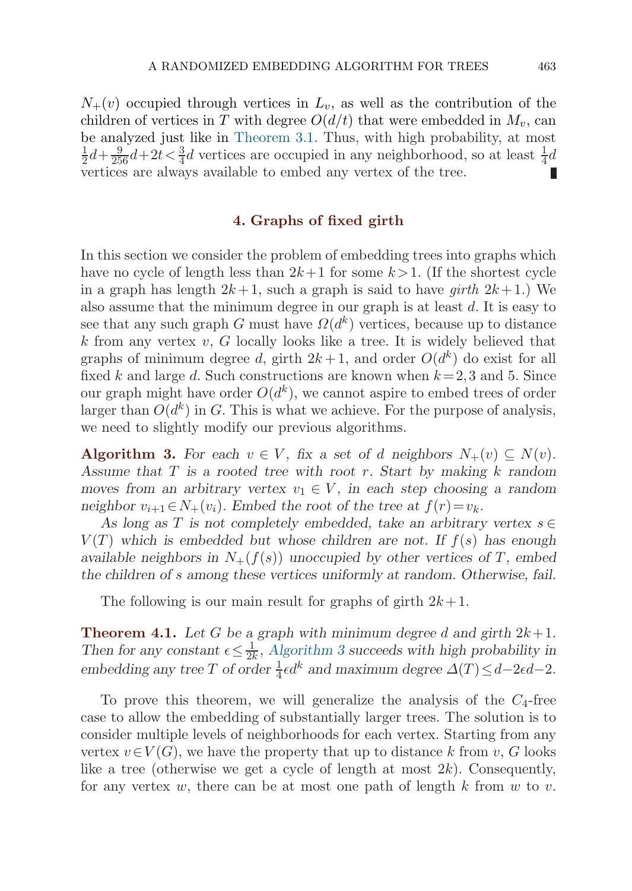$N_+(v)$ occupied through vertices in $L_v$, as well as the contribution of the children of vertices in $T$ with degree $O(d/t)$ that were embedded in $M_v$, can be analyzed just like in Theorem 3.1. Thus, with high probability, at most $\frac{1}{2}d + \frac{9}{256}d + 2t < \frac{3}{4}d$ vertices are occupied in any neighborhood, so at least $\frac{1}{4}d$ vertices are always available to embed any vertex of the tree. ∎

## 4. Graphs of fixed girth

In this section we consider the problem of embedding trees into graphs which have no cycle of length less than $2k+1$ for some $k>1$. (If the shortest cycle in a graph has length $2k+1$, such a graph is said to have *girth* $2k+1$.) We also assume that the minimum degree in our graph is at least $d$. It is easy to see that any such graph $G$ must have $\Omega(d^k)$ vertices, because up to distance $k$ from any vertex $v$, $G$ locally looks like a tree. It is widely believed that graphs of minimum degree $d$, girth $2k+1$, and order $O(d^k)$ do exist for all fixed $k$ and large $d$. Such constructions are known when $k=2,3$ and $5$. Since our graph might have order $O(d^k)$, we cannot aspire to embed trees of order larger than $O(d^k)$ in $G$. This is what we achieve. For the purpose of analysis, we need to slightly modify our previous algorithms.

**Algorithm 3.** *For each $v \in V$, fix a set of $d$ neighbors $N_+(v) \subseteq N(v)$. Assume that $T$ is a rooted tree with root $r$. Start by making $k$ random moves from an arbitrary vertex $v_1 \in V$, in each step choosing a random neighbor $v_{i+1} \in N_+(v_i)$. Embed the root of the tree at $f(r) = v_k$.*

*As long as $T$ is not completely embedded, take an arbitrary vertex $s \in V(T)$ which is embedded but whose children are not. If $f(s)$ has enough available neighbors in $N_+(f(s))$ unoccupied by other vertices of $T$, embed the children of $s$ among these vertices uniformly at random. Otherwise, fail.*

The following is our main result for graphs of girth $2k+1$.

**Theorem 4.1.** *Let $G$ be a graph with minimum degree $d$ and girth $2k+1$. Then for any constant $\epsilon \leq \frac{1}{2k}$, Algorithm 3 succeeds with high probability in embedding any tree $T$ of order $\frac{1}{4}\epsilon d^k$ and maximum degree $\Delta(T) \leq d - 2\epsilon d - 2$.*

To prove this theorem, we will generalize the analysis of the $C_4$-free case to allow the embedding of substantially larger trees. The solution is to consider multiple levels of neighborhoods for each vertex. Starting from any vertex $v \in V(G)$, we have the property that up to distance $k$ from $v$, $G$ looks like a tree (otherwise we get a cycle of length at most $2k$). Consequently, for any vertex $w$, there can be at most one path of length $k$ from $w$ to $v$.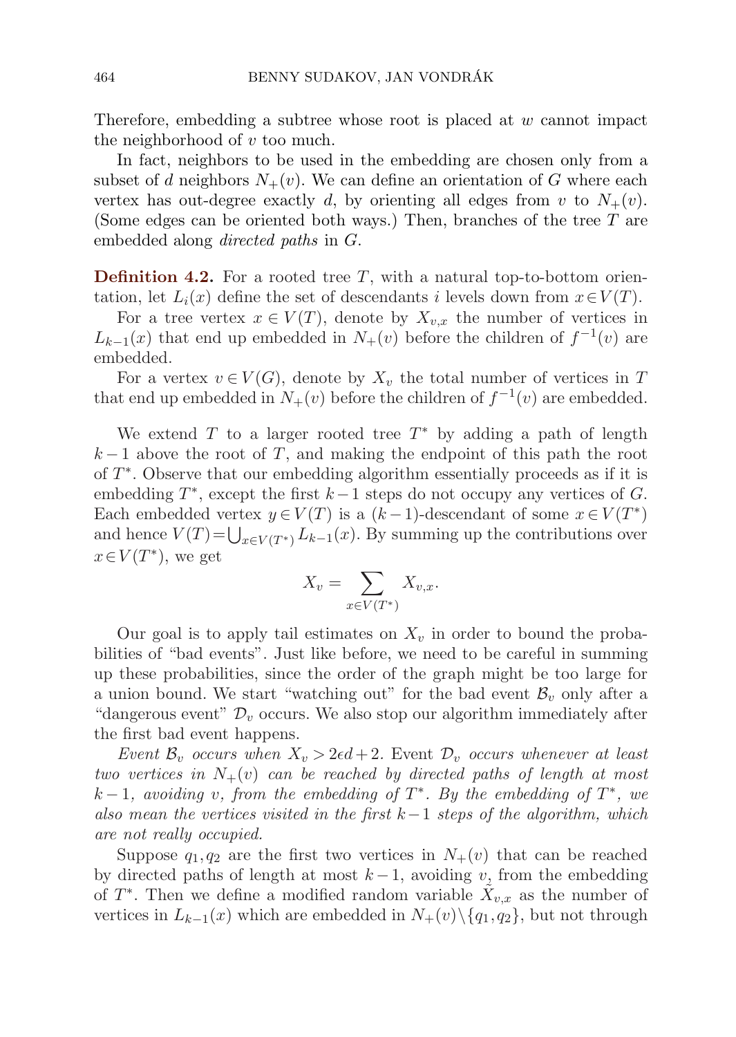Therefore, embedding a subtree whose root is placed at $w$ cannot impact the neighborhood of $v$ too much.

In fact, neighbors to be used in the embedding are chosen only from a subset of $d$ neighbors $N_+(v)$. We can define an orientation of $G$ where each vertex has out-degree exactly $d$, by orienting all edges from $v$ to $N_+(v)$. (Some edges can be oriented both ways.) Then, branches of the tree $T$ are embedded along *directed paths* in $G$.

**Definition 4.2.** For a rooted tree $T$, with a natural top-to-bottom orientation, let $L_i(x)$ define the set of descendants $i$ levels down from $x \in V(T)$.

For a tree vertex $x \in V(T)$, denote by $X_{v,x}$ the number of vertices in $L_{k-1}(x)$ that end up embedded in $N_+(v)$ before the children of $f^{-1}(v)$ are embedded.

For a vertex $v \in V(G)$, denote by $X_v$ the total number of vertices in $T$ that end up embedded in $N_+(v)$ before the children of $f^{-1}(v)$ are embedded.

We extend $T$ to a larger rooted tree $T^*$ by adding a path of length $k-1$ above the root of $T$, and making the endpoint of this path the root of $T^*$. Observe that our embedding algorithm essentially proceeds as if it is embedding $T^*$, except the first $k-1$ steps do not occupy any vertices of $G$. Each embedded vertex $y \in V(T)$ is a $(k-1)$-descendant of some $x \in V(T^*)$ and hence $V(T) = \bigcup_{x \in V(T^*)} L_{k-1}(x)$. By summing up the contributions over $x \in V(T^*)$, we get

$$X_v = \sum_{x \in V(T^*)} X_{v,x}.$$

Our goal is to apply tail estimates on $X_v$ in order to bound the probabilities of "bad events". Just like before, we need to be careful in summing up these probabilities, since the order of the graph might be too large for a union bound. We start "watching out" for the bad event $\mathcal{B}_v$ only after a "dangerous event" $\mathcal{D}_v$ occurs. We also stop our algorithm immediately after the first bad event happens.

*Event $\mathcal{B}_v$ occurs when $X_v > 2\epsilon d + 2$. Event $\mathcal{D}_v$ occurs whenever at least two vertices in $N_+(v)$ can be reached by directed paths of length at most $k-1$, avoiding $v$, from the embedding of $T^*$. By the embedding of $T^*$, we also mean the vertices visited in the first $k-1$ steps of the algorithm, which are not really occupied.*

Suppose $q_1, q_2$ are the first two vertices in $N_+(v)$ that can be reached by directed paths of length at most $k-1$, avoiding $v$, from the embedding of $T^*$. Then we define a modified random variable $\tilde{X}_{v,x}$ as the number of vertices in $L_{k-1}(x)$ which are embedded in $N_+(v) \setminus \{q_1, q_2\}$, but not through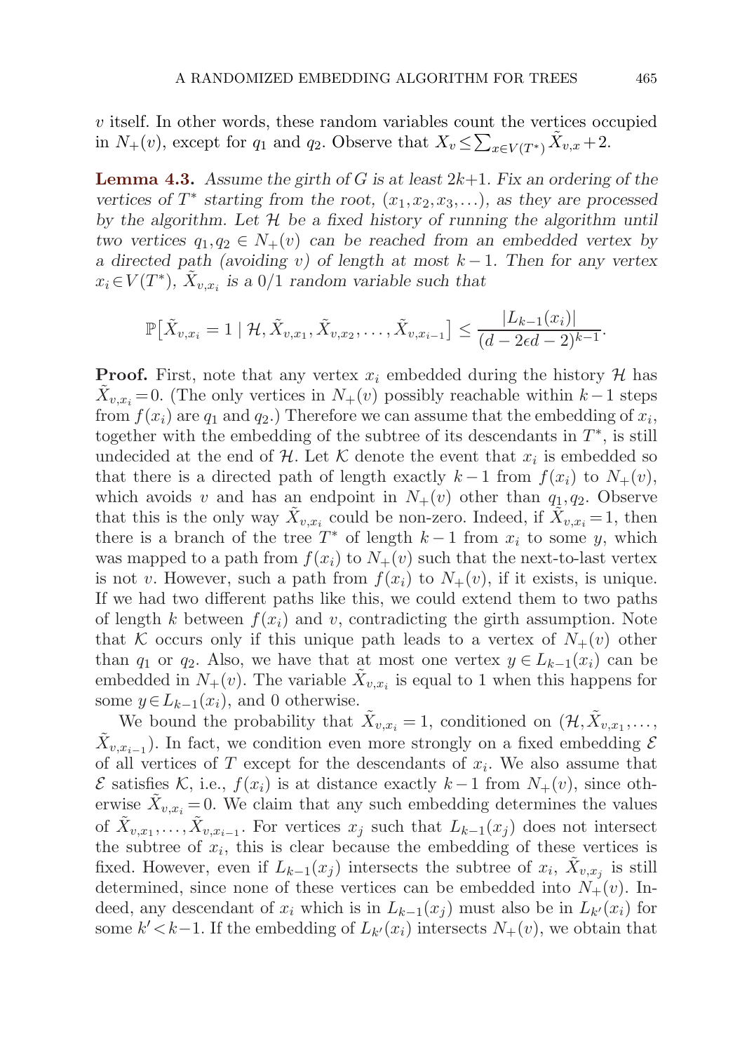$v$ itself. In other words, these random variables count the vertices occupied in $N_+(v)$, except for $q_1$ and $q_2$. Observe that $X_v \le \sum_{x \in V(T^*)} \tilde{X}_{v,x} + 2$.

**Lemma 4.3.** *Assume the girth of $G$ is at least $2k+1$. Fix an ordering of the vertices of $T^*$ starting from the root, $(x_1, x_2, x_3, \ldots)$, as they are processed by the algorithm. Let $\mathcal{H}$ be a fixed history of running the algorithm until two vertices $q_1, q_2 \in N_+(v)$ can be reached from an embedded vertex by a directed path (avoiding $v$) of length at most $k-1$. Then for any vertex $x_i \in V(T^*)$, $\tilde{X}_{v,x_i}$ is a $0/1$ random variable such that*

$$\mathbb{P}\big[\tilde{X}_{v,x_i} = 1 \mid \mathcal{H}, \tilde{X}_{v,x_1}, \tilde{X}_{v,x_2}, \ldots, \tilde{X}_{v,x_{i-1}}\big] \le \frac{|L_{k-1}(x_i)|}{(d - 2\epsilon d - 2)^{k-1}}.$$

**Proof.** First, note that any vertex $x_i$ embedded during the history $\mathcal{H}$ has $\tilde{X}_{v,x_i} = 0$. (The only vertices in $N_+(v)$ possibly reachable within $k-1$ steps from $f(x_i)$ are $q_1$ and $q_2$.) Therefore we can assume that the embedding of $x_i$, together with the embedding of the subtree of its descendants in $T^*$, is still undecided at the end of $\mathcal{H}$. Let $\mathcal{K}$ denote the event that $x_i$ is embedded so that there is a directed path of length exactly $k-1$ from $f(x_i)$ to $N_+(v)$, which avoids $v$ and has an endpoint in $N_+(v)$ other than $q_1, q_2$. Observe that this is the only way $\tilde{X}_{v,x_i}$ could be non-zero. Indeed, if $\tilde{X}_{v,x_i} = 1$, then there is a branch of the tree $T^*$ of length $k-1$ from $x_i$ to some $y$, which was mapped to a path from $f(x_i)$ to $N_+(v)$ such that the next-to-last vertex is not $v$. However, such a path from $f(x_i)$ to $N_+(v)$, if it exists, is unique. If we had two different paths like this, we could extend them to two paths of length $k$ between $f(x_i)$ and $v$, contradicting the girth assumption. Note that $\mathcal{K}$ occurs only if this unique path leads to a vertex of $N_+(v)$ other than $q_1$ or $q_2$. Also, we have that at most one vertex $y \in L_{k-1}(x_i)$ can be embedded in $N_+(v)$. The variable $\tilde{X}_{v,x_i}$ is equal to 1 when this happens for some $y \in L_{k-1}(x_i)$, and 0 otherwise.

We bound the probability that $\tilde{X}_{v,x_i} = 1$, conditioned on $(\mathcal{H}, \tilde{X}_{v,x_1}, \ldots, \tilde{X}_{v,x_{i-1}})$. In fact, we condition even more strongly on a fixed embedding $\mathcal{E}$ of all vertices of $T$ except for the descendants of $x_i$. We also assume that $\mathcal{E}$ satisfies $\mathcal{K}$, i.e., $f(x_i)$ is at distance exactly $k-1$ from $N_+(v)$, since otherwise $\tilde{X}_{v,x_i} = 0$. We claim that any such embedding determines the values of $\tilde{X}_{v,x_1}, \ldots, \tilde{X}_{v,x_{i-1}}$. For vertices $x_j$ such that $L_{k-1}(x_j)$ does not intersect the subtree of $x_i$, this is clear because the embedding of these vertices is fixed. However, even if $L_{k-1}(x_j)$ intersects the subtree of $x_i$, $\tilde{X}_{v,x_j}$ is still determined, since none of these vertices can be embedded into $N_+(v)$. Indeed, any descendant of $x_i$ which is in $L_{k-1}(x_j)$ must also be in $L_{k'}(x_i)$ for some $k' < k-1$. If the embedding of $L_{k'}(x_i)$ intersects $N_+(v)$, we obtain that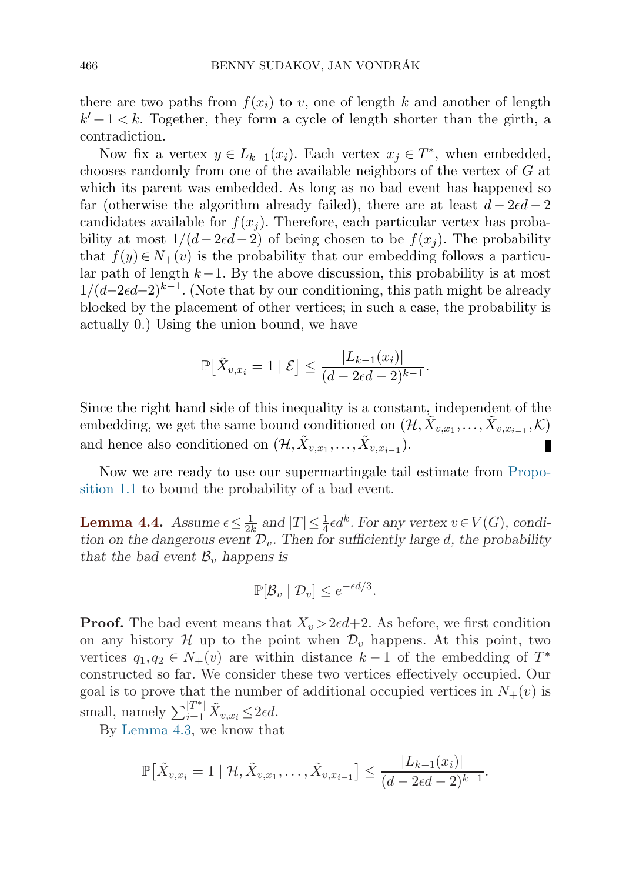there are two paths from $f(x_i)$ to $v$, one of length $k$ and another of length $k'+1 < k$. Together, they form a cycle of length shorter than the girth, a contradiction.

Now fix a vertex $y \in L_{k-1}(x_i)$. Each vertex $x_j \in T^*$, when embedded, chooses randomly from one of the available neighbors of the vertex of $G$ at which its parent was embedded. As long as no bad event has happened so far (otherwise the algorithm already failed), there are at least $d - 2\epsilon d - 2$ candidates available for $f(x_j)$. Therefore, each particular vertex has probability at most $1/(d - 2\epsilon d - 2)$ of being chosen to be $f(x_j)$. The probability that $f(y) \in N_+(v)$ is the probability that our embedding follows a particular path of length $k-1$. By the above discussion, this probability is at most $1/(d-2\epsilon d-2)^{k-1}$. (Note that by our conditioning, this path might be already blocked by the placement of other vertices; in such a case, the probability is actually 0.) Using the union bound, we have

$$\mathbb{P}\big[\tilde{X}_{v,x_i} = 1 \mid \mathcal{E}\big] \le \frac{|L_{k-1}(x_i)|}{(d - 2\epsilon d - 2)^{k-1}}.$$

Since the right hand side of this inequality is a constant, independent of the embedding, we get the same bound conditioned on $(\mathcal{H}, \tilde{X}_{v,x_1}, \dots, \tilde{X}_{v,x_{i-1}}, \mathcal{K})$ and hence also conditioned on $(\mathcal{H}, \tilde{X}_{v,x_1}, \dots, \tilde{X}_{v,x_{i-1}})$. ∎

Now we are ready to use our supermartingale tail estimate from Proposition 1.1 to bound the probability of a bad event.

**Lemma 4.4.** *Assume $\epsilon \le \frac{1}{2k}$ and $|T| \le \frac{1}{4}\epsilon d^k$. For any vertex $v \in V(G)$, condition on the dangerous event $\mathcal{D}_v$. Then for sufficiently large $d$, the probability that the bad event $\mathcal{B}_v$ happens is*

$$\mathbb{P}[\mathcal{B}_v \mid \mathcal{D}_v] \le e^{-\epsilon d/3}.$$

**Proof.** The bad event means that $X_v > 2\epsilon d + 2$. As before, we first condition on any history $\mathcal{H}$ up to the point when $\mathcal{D}_v$ happens. At this point, two vertices $q_1, q_2 \in N_+(v)$ are within distance $k-1$ of the embedding of $T^*$ constructed so far. We consider these two vertices effectively occupied. Our goal is to prove that the number of additional occupied vertices in $N_+(v)$ is small, namely $\sum_{i=1}^{|T^*|} \tilde{X}_{v,x_i} \le 2\epsilon d$.

By Lemma 4.3, we know that

$$\mathbb{P}\big[\tilde{X}_{v,x_i} = 1 \mid \mathcal{H}, \tilde{X}_{v,x_1}, \dots, \tilde{X}_{v,x_{i-1}}\big] \le \frac{|L_{k-1}(x_i)|}{(d - 2\epsilon d - 2)^{k-1}}.$$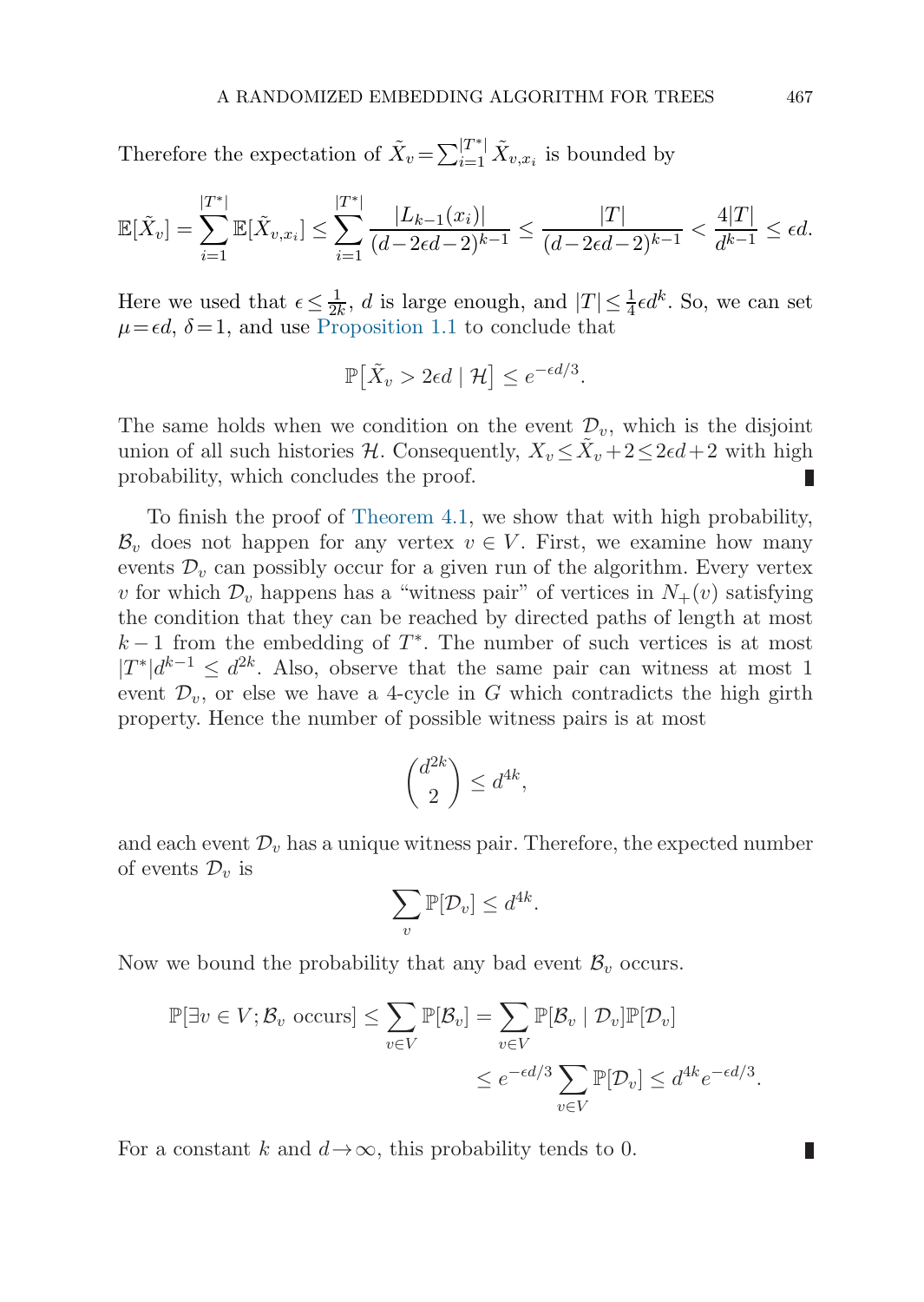Therefore the expectation of $\tilde{X}_v = \sum_{i=1}^{|T^*|} \tilde{X}_{v,x_i}$ is bounded by

$$\mathbb{E}[\tilde{X}_v] = \sum_{i=1}^{|T^*|} \mathbb{E}[\tilde{X}_{v,x_i}] \le \sum_{i=1}^{|T^*|} \frac{|L_{k-1}(x_i)|}{(d-2\epsilon d-2)^{k-1}} \le \frac{|T|}{(d-2\epsilon d-2)^{k-1}} < \frac{4|T|}{d^{k-1}} \le \epsilon d.$$

Here we used that $\epsilon \le \frac{1}{2k}$, $d$ is large enough, and $|T| \le \frac{1}{4}\epsilon d^k$. So, we can set $\mu = \epsilon d$, $\delta = 1$, and use Proposition 1.1 to conclude that

$$\mathbb{P}\big[\tilde{X}_v > 2\epsilon d \mid \mathcal{H}\big] \le e^{-\epsilon d/3}.$$

The same holds when we condition on the event $\mathcal{D}_v$, which is the disjoint union of all such histories $\mathcal{H}$. Consequently, $X_v \le \tilde{X}_v + 2 \le 2\epsilon d + 2$ with high probability, which concludes the proof. ∎

To finish the proof of Theorem 4.1, we show that with high probability, $\mathcal{B}_v$ does not happen for any vertex $v \in V$. First, we examine how many events $\mathcal{D}_v$ can possibly occur for a given run of the algorithm. Every vertex $v$ for which $\mathcal{D}_v$ happens has a "witness pair" of vertices in $N_+(v)$ satisfying the condition that they can be reached by directed paths of length at most $k-1$ from the embedding of $T^*$. The number of such vertices is at most $|T^*|d^{k-1} \le d^{2k}$. Also, observe that the same pair can witness at most 1 event $\mathcal{D}_v$, or else we have a 4-cycle in $G$ which contradicts the high girth property. Hence the number of possible witness pairs is at most

$$\binom{d^{2k}}{2} \le d^{4k},$$

and each event $\mathcal{D}_v$ has a unique witness pair. Therefore, the expected number of events $\mathcal{D}_v$ is

$$\sum_v \mathbb{P}[\mathcal{D}_v] \le d^{4k}.$$

Now we bound the probability that any bad event $\mathcal{B}_v$ occurs.

$$\begin{aligned}
\mathbb{P}[\exists v \in V; \mathcal{B}_v \text{ occurs}] &\le \sum_{v \in V} \mathbb{P}[\mathcal{B}_v] = \sum_{v \in V} \mathbb{P}[\mathcal{B}_v \mid \mathcal{D}_v]\mathbb{P}[\mathcal{D}_v] \\
&\le e^{-\epsilon d/3} \sum_{v \in V} \mathbb{P}[\mathcal{D}_v] \le d^{4k} e^{-\epsilon d/3}.
\end{aligned}$$

For a constant $k$ and $d \to \infty$, this probability tends to 0. ∎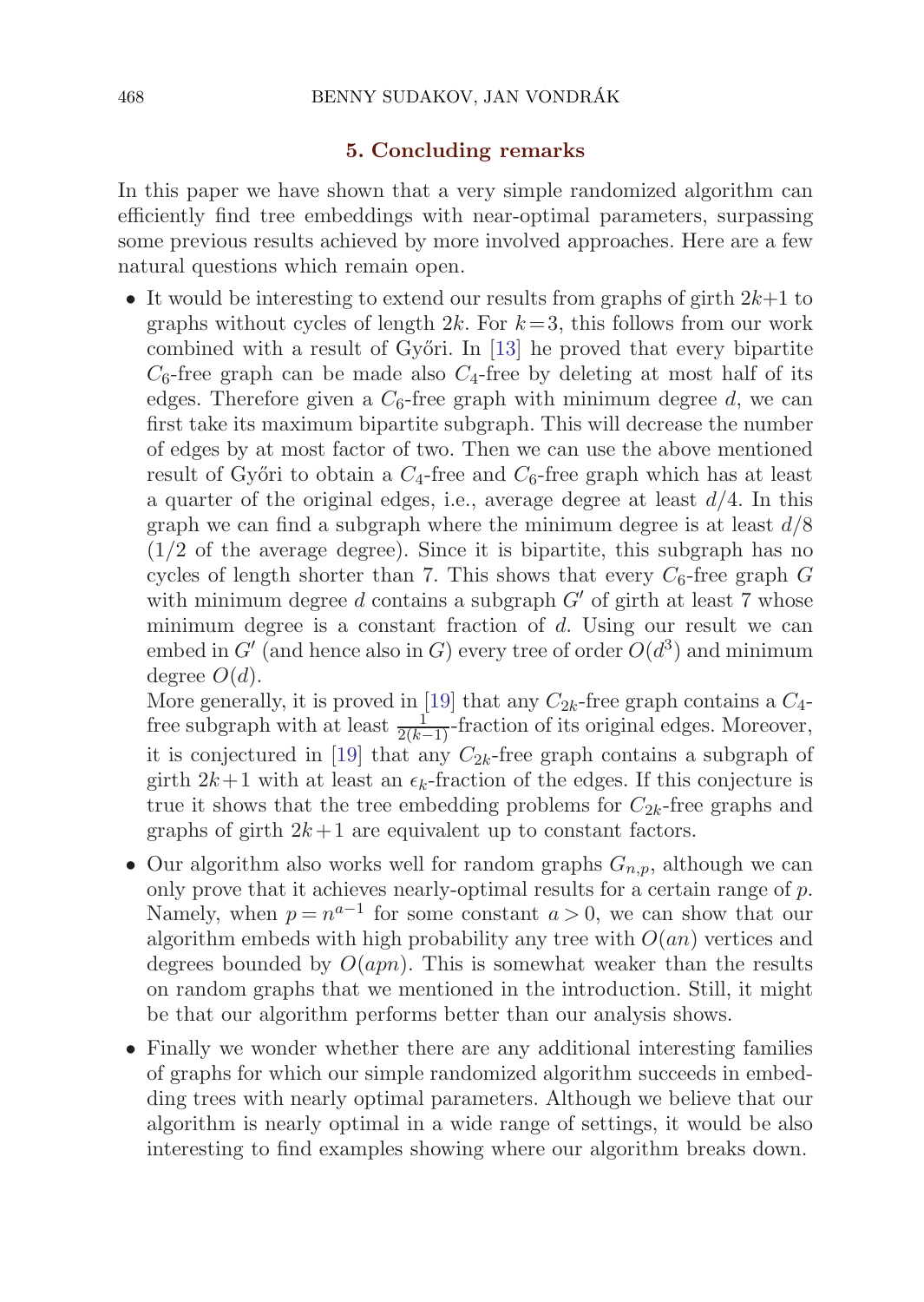## 5. Concluding remarks

In this paper we have shown that a very simple randomized algorithm can efficiently find tree embeddings with near-optimal parameters, surpassing some previous results achieved by more involved approaches. Here are a few natural questions which remain open.

- It would be interesting to extend our results from graphs of girth $2k+1$ to graphs without cycles of length $2k$. For $k=3$, this follows from our work combined with a result of Győri. In [13] he proved that every bipartite $C_6$-free graph can be made also $C_4$-free by deleting at most half of its edges. Therefore given a $C_6$-free graph with minimum degree $d$, we can first take its maximum bipartite subgraph. This will decrease the number of edges by at most factor of two. Then we can use the above mentioned result of Győri to obtain a $C_4$-free and $C_6$-free graph which has at least a quarter of the original edges, i.e., average degree at least $d/4$. In this graph we can find a subgraph where the minimum degree is at least $d/8$ ($1/2$ of the average degree). Since it is bipartite, this subgraph has no cycles of length shorter than 7. This shows that every $C_6$-free graph $G$ with minimum degree $d$ contains a subgraph $G'$ of girth at least 7 whose minimum degree is a constant fraction of $d$. Using our result we can embed in $G'$ (and hence also in $G$) every tree of order $O(d^3)$ and minimum degree $O(d)$.

  More generally, it is proved in [19] that any $C_{2k}$-free graph contains a $C_4$-free subgraph with at least $\frac{1}{2(k-1)}$-fraction of its original edges. Moreover, it is conjectured in [19] that any $C_{2k}$-free graph contains a subgraph of girth $2k+1$ with at least an $\epsilon_k$-fraction of the edges. If this conjecture is true it shows that the tree embedding problems for $C_{2k}$-free graphs and graphs of girth $2k+1$ are equivalent up to constant factors.

- Our algorithm also works well for random graphs $G_{n,p}$, although we can only prove that it achieves nearly-optimal results for a certain range of $p$. Namely, when $p = n^{a-1}$ for some constant $a > 0$, we can show that our algorithm embeds with high probability any tree with $O(an)$ vertices and degrees bounded by $O(apn)$. This is somewhat weaker than the results on random graphs that we mentioned in the introduction. Still, it might be that our algorithm performs better than our analysis shows.

- Finally we wonder whether there are any additional interesting families of graphs for which our simple randomized algorithm succeeds in embedding trees with nearly optimal parameters. Although we believe that our algorithm is nearly optimal in a wide range of settings, it would be also interesting to find examples showing where our algorithm breaks down.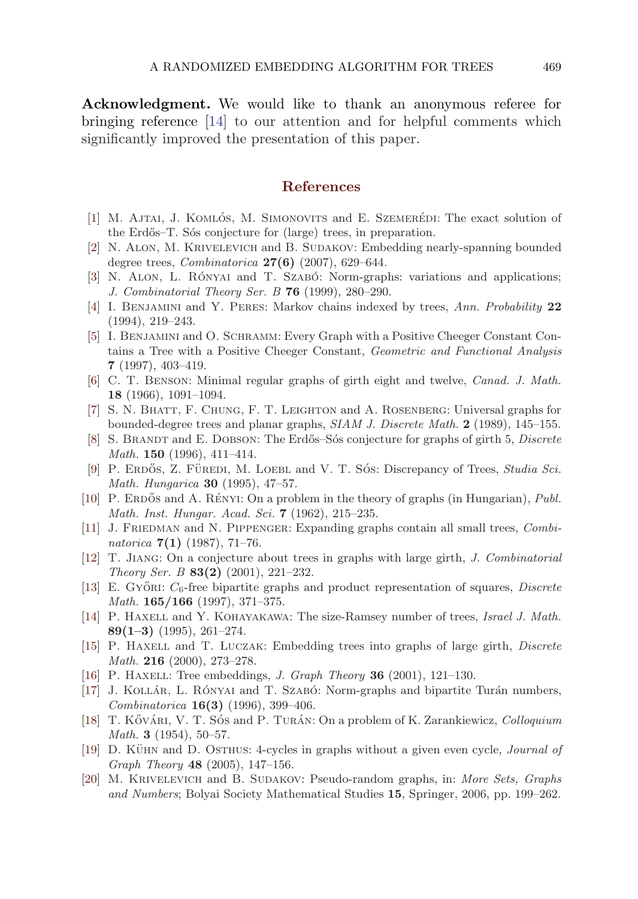**Acknowledgment.** We would like to thank an anonymous referee for bringing reference [14] to our attention and for helpful comments which significantly improved the presentation of this paper.

## References

[1] M. Ajtai, J. Komlós, M. Simonovits and E. Szemerédi: The exact solution of the Erdős–T. Sós conjecture for (large) trees, in preparation.

[2] N. Alon, M. Krivelevich and B. Sudakov: Embedding nearly-spanning bounded degree trees, *Combinatorica* **27(6)** (2007), 629–644.

[3] N. Alon, L. Rónyai and T. Szabó: Norm-graphs: variations and applications; *J. Combinatorial Theory Ser. B* **76** (1999), 280–290.

[4] I. Benjamini and Y. Peres: Markov chains indexed by trees, *Ann. Probability* **22** (1994), 219–243.

[5] I. Benjamini and O. Schramm: Every Graph with a Positive Cheeger Constant Contains a Tree with a Positive Cheeger Constant, *Geometric and Functional Analysis* **7** (1997), 403–419.

[6] C. T. Benson: Minimal regular graphs of girth eight and twelve, *Canad. J. Math.* **18** (1966), 1091–1094.

[7] S. N. Bhatt, F. Chung, F. T. Leighton and A. Rosenberg: Universal graphs for bounded-degree trees and planar graphs, *SIAM J. Discrete Math.* **2** (1989), 145–155.

[8] S. Brandt and E. Dobson: The Erdős–Sós conjecture for graphs of girth 5, *Discrete Math.* **150** (1996), 411–414.

[9] P. Erdős, Z. Füredi, M. Loebl and V. T. Sós: Discrepancy of Trees, *Studia Sci. Math. Hungarica* **30** (1995), 47–57.

[10] P. Erdős and A. Rényi: On a problem in the theory of graphs (in Hungarian), *Publ. Math. Inst. Hungar. Acad. Sci.* **7** (1962), 215–235.

[11] J. Friedman and N. Pippenger: Expanding graphs contain all small trees, *Combinatorica* **7(1)** (1987), 71–76.

[12] T. Jiang: On a conjecture about trees in graphs with large girth, *J. Combinatorial Theory Ser. B* **83(2)** (2001), 221–232.

[13] E. Győri: $C_6$-free bipartite graphs and product representation of squares, *Discrete Math.* **165/166** (1997), 371–375.

[14] P. Haxell and Y. Kohayakawa: The size-Ramsey number of trees, *Israel J. Math.* **89(1–3)** (1995), 261–274.

[15] P. Haxell and T. Łuczak: Embedding trees into graphs of large girth, *Discrete Math.* **216** (2000), 273–278.

[16] P. Haxell: Tree embeddings, *J. Graph Theory* **36** (2001), 121–130.

[17] J. Kollár, L. Rónyai and T. Szabó: Norm-graphs and bipartite Turán numbers, *Combinatorica* **16(3)** (1996), 399–406.

[18] T. Kővári, V. T. Sós and P. Turán: On a problem of K. Zarankiewicz, *Colloquium Math.* **3** (1954), 50–57.

[19] D. Kühn and D. Osthus: 4-cycles in graphs without a given even cycle, *Journal of Graph Theory* **48** (2005), 147–156.

[20] M. Krivelevich and B. Sudakov: Pseudo-random graphs, in: *More Sets, Graphs and Numbers*; Bolyai Society Mathematical Studies **15**, Springer, 2006, pp. 199–262.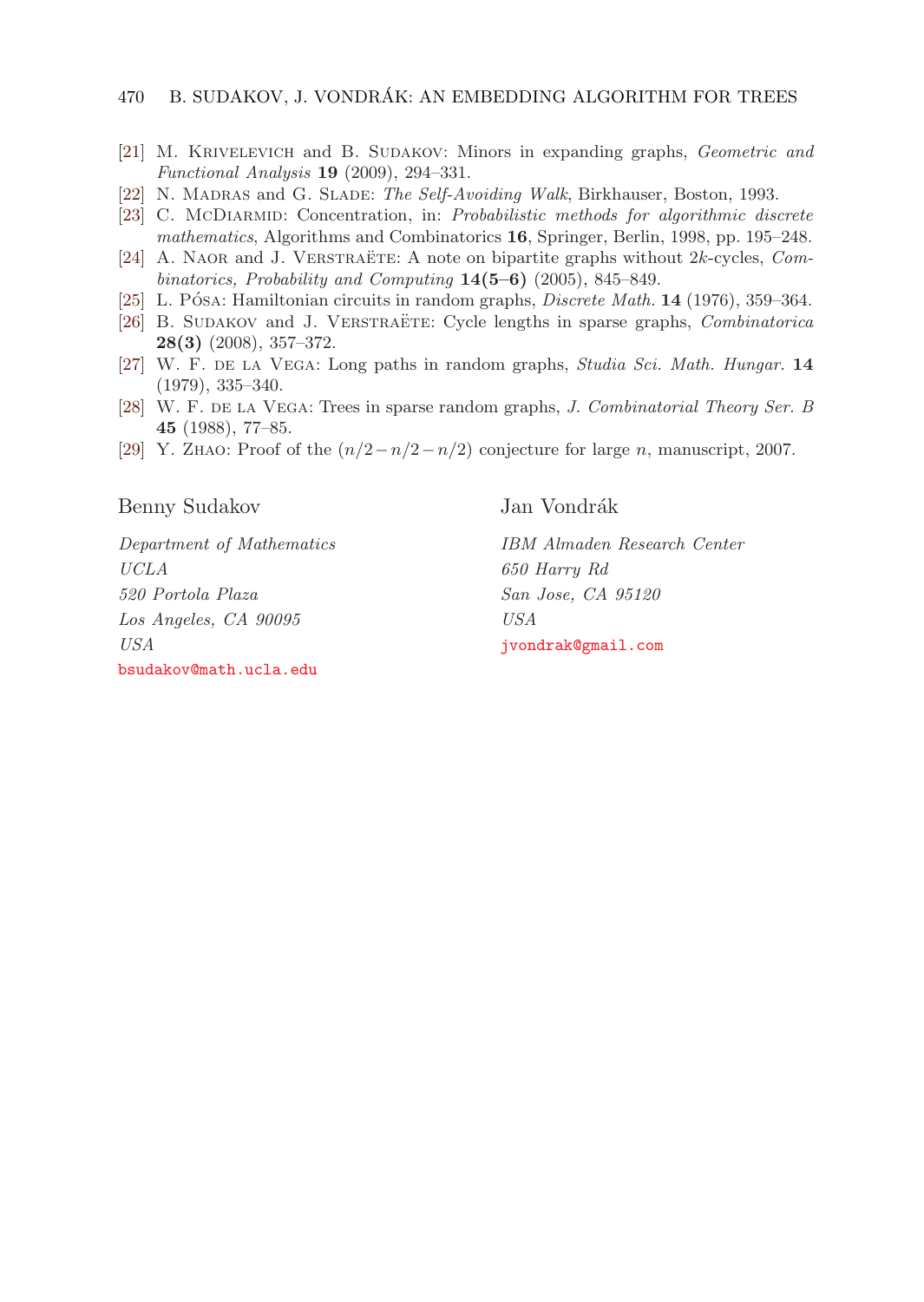[21] M. Krivelevich and B. Sudakov: Minors in expanding graphs, *Geometric and Functional Analysis* **19** (2009), 294–331.

[22] N. Madras and G. Slade: *The Self-Avoiding Walk*, Birkhauser, Boston, 1993.

[23] C. McDiarmid: Concentration, in: *Probabilistic methods for algorithmic discrete mathematics*, Algorithms and Combinatorics **16**, Springer, Berlin, 1998, pp. 195–248.

[24] A. Naor and J. Verstraëte: A note on bipartite graphs without $2k$-cycles, *Combinatorics, Probability and Computing* **14(5–6)** (2005), 845–849.

[25] L. Pósa: Hamiltonian circuits in random graphs, *Discrete Math.* **14** (1976), 359–364.

[26] B. Sudakov and J. Verstraëte: Cycle lengths in sparse graphs, *Combinatorica* **28(3)** (2008), 357–372.

[27] W. F. de la Vega: Long paths in random graphs, *Studia Sci. Math. Hungar.* **14** (1979), 335–340.

[28] W. F. de la Vega: Trees in sparse random graphs, *J. Combinatorial Theory Ser. B* **45** (1988), 77–85.

[29] Y. Zhao: Proof of the $(n/2-n/2-n/2)$ conjecture for large $n$, manuscript, 2007.

Benny Sudakov

*Department of Mathematics*
*UCLA*
*520 Portola Plaza*
*Los Angeles, CA 90095*
*USA*
bsudakov@math.ucla.edu

Jan Vondrák

*IBM Almaden Research Center*
*650 Harry Rd*
*San Jose, CA 95120*
*USA*
jvondrak@gmail.com